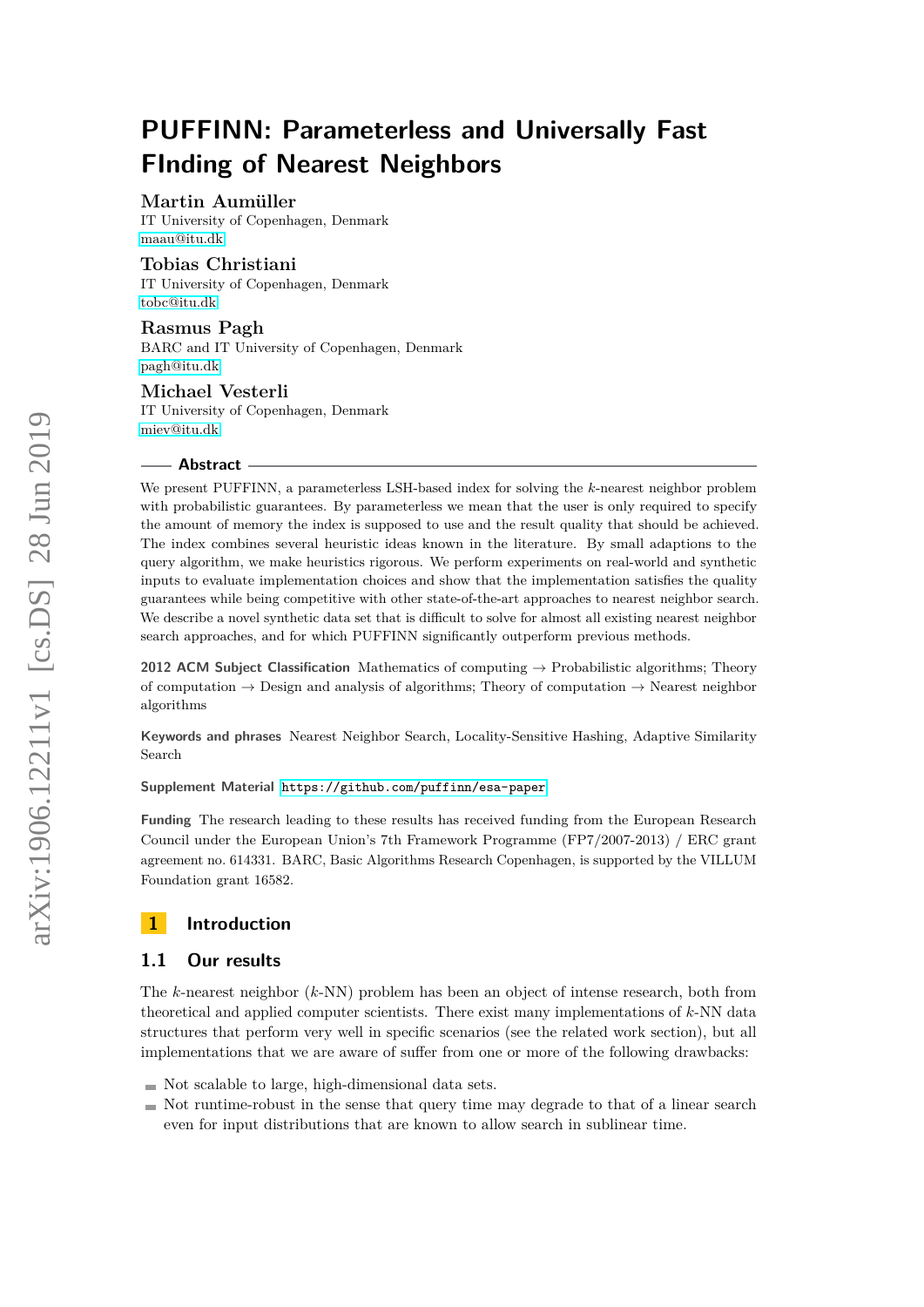# PUFFINN: Parameterless and Universally Fast FInding of Nearest Neighbors

**Martin Aumüller**
IT University of Copenhagen, Denmark
maau@itu.dk

**Tobias Christiani**
IT University of Copenhagen, Denmark
tobc@itu.dk

**Rasmus Pagh**
BARC and IT University of Copenhagen, Denmark
pagh@itu.dk

**Michael Vesterli**
IT University of Copenhagen, Denmark
miev@itu.dk

## Abstract

We present PUFFINN, a parameterless LSH-based index for solving the $k$-nearest neighbor problem with probabilistic guarantees. By parameterless we mean that the user is only required to specify the amount of memory the index is supposed to use and the result quality that should be achieved. The index combines several heuristic ideas known in the literature. By small adaptions to the query algorithm, we make heuristics rigorous. We perform experiments on real-world and synthetic inputs to evaluate implementation choices and show that the implementation satisfies the quality guarantees while being competitive with other state-of-the-art approaches to nearest neighbor search. We describe a novel synthetic data set that is difficult to solve for almost all existing nearest neighbor search approaches, and for which PUFFINN significantly outperform previous methods.

**2012 ACM Subject Classification** Mathematics of computing → Probabilistic algorithms; Theory of computation → Design and analysis of algorithms; Theory of computation → Nearest neighbor algorithms

**Keywords and phrases** Nearest Neighbor Search, Locality-Sensitive Hashing, Adaptive Similarity Search

**Supplement Material** https://github.com/puffinn/esa-paper

**Funding** The research leading to these results has received funding from the European Research Council under the European Union's 7th Framework Programme (FP7/2007-2013) / ERC grant agreement no. 614331. BARC, Basic Algorithms Research Copenhagen, is supported by the VILLUM Foundation grant 16582.

## 1 Introduction

### 1.1 Our results

The $k$-nearest neighbor ($k$-NN) problem has been an object of intense research, both from theoretical and applied computer scientists. There exist many implementations of $k$-NN data structures that perform very well in specific scenarios (see the related work section), but all implementations that we are aware of suffer from one or more of the following drawbacks:

- Not scalable to large, high-dimensional data sets.
- Not runtime-robust in the sense that query time may degrade to that of a linear search even for input distributions that are known to allow search in sublinear time.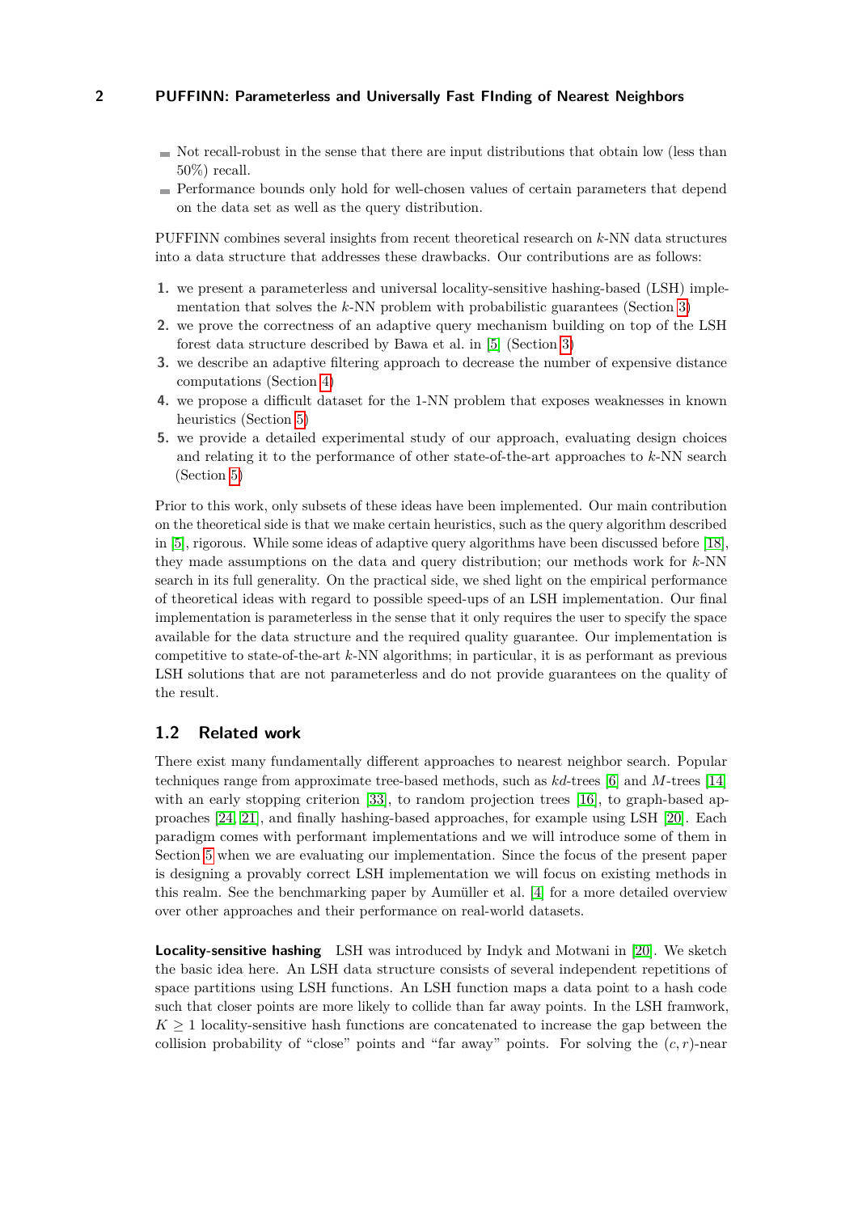- Not recall-robust in the sense that there are input distributions that obtain low (less than 50%) recall.
- Performance bounds only hold for well-chosen values of certain parameters that depend on the data set as well as the query distribution.

PUFFINN combines several insights from recent theoretical research on $k$-NN data structures into a data structure that addresses these drawbacks. Our contributions are as follows:

1. we present a parameterless and universal locality-sensitive hashing-based (LSH) implementation that solves the $k$-NN problem with probabilistic guarantees (Section 3)
2. we prove the correctness of an adaptive query mechanism building on top of the LSH forest data structure described by Bawa et al. in [5] (Section 3)
3. we describe an adaptive filtering approach to decrease the number of expensive distance computations (Section 4)
4. we propose a difficult dataset for the 1-NN problem that exposes weaknesses in known heuristics (Section 5)
5. we provide a detailed experimental study of our approach, evaluating design choices and relating it to the performance of other state-of-the-art approaches to $k$-NN search (Section 5)

Prior to this work, only subsets of these ideas have been implemented. Our main contribution on the theoretical side is that we make certain heuristics, such as the query algorithm described in [5], rigorous. While some ideas of adaptive query algorithms have been discussed before [18], they made assumptions on the data and query distribution; our methods work for $k$-NN search in its full generality. On the practical side, we shed light on the empirical performance of theoretical ideas with regard to possible speed-ups of an LSH implementation. Our final implementation is parameterless in the sense that it only requires the user to specify the space available for the data structure and the required quality guarantee. Our implementation is competitive to state-of-the-art $k$-NN algorithms; in particular, it is as performant as previous LSH solutions that are not parameterless and do not provide guarantees on the quality of the result.

## 1.2 Related work

There exist many fundamentally different approaches to nearest neighbor search. Popular techniques range from approximate tree-based methods, such as $kd$-trees [6] and $M$-trees [14] with an early stopping criterion [33], to random projection trees [16], to graph-based approaches [24, 21], and finally hashing-based approaches, for example using LSH [20]. Each paradigm comes with performant implementations and we will introduce some of them in Section 5 when we are evaluating our implementation. Since the focus of the present paper is designing a provably correct LSH implementation we will focus on existing methods in this realm. See the benchmarking paper by Aumüller et al. [4] for a more detailed overview over other approaches and their performance on real-world datasets.

**Locality-sensitive hashing** LSH was introduced by Indyk and Motwani in [20]. We sketch the basic idea here. An LSH data structure consists of several independent repetitions of space partitions using LSH functions. An LSH function maps a data point to a hash code such that closer points are more likely to collide than far away points. In the LSH framwork, $K \geq 1$ locality-sensitive hash functions are concatenated to increase the gap between the collision probability of "close" points and "far away" points. For solving the $(c, r)$-near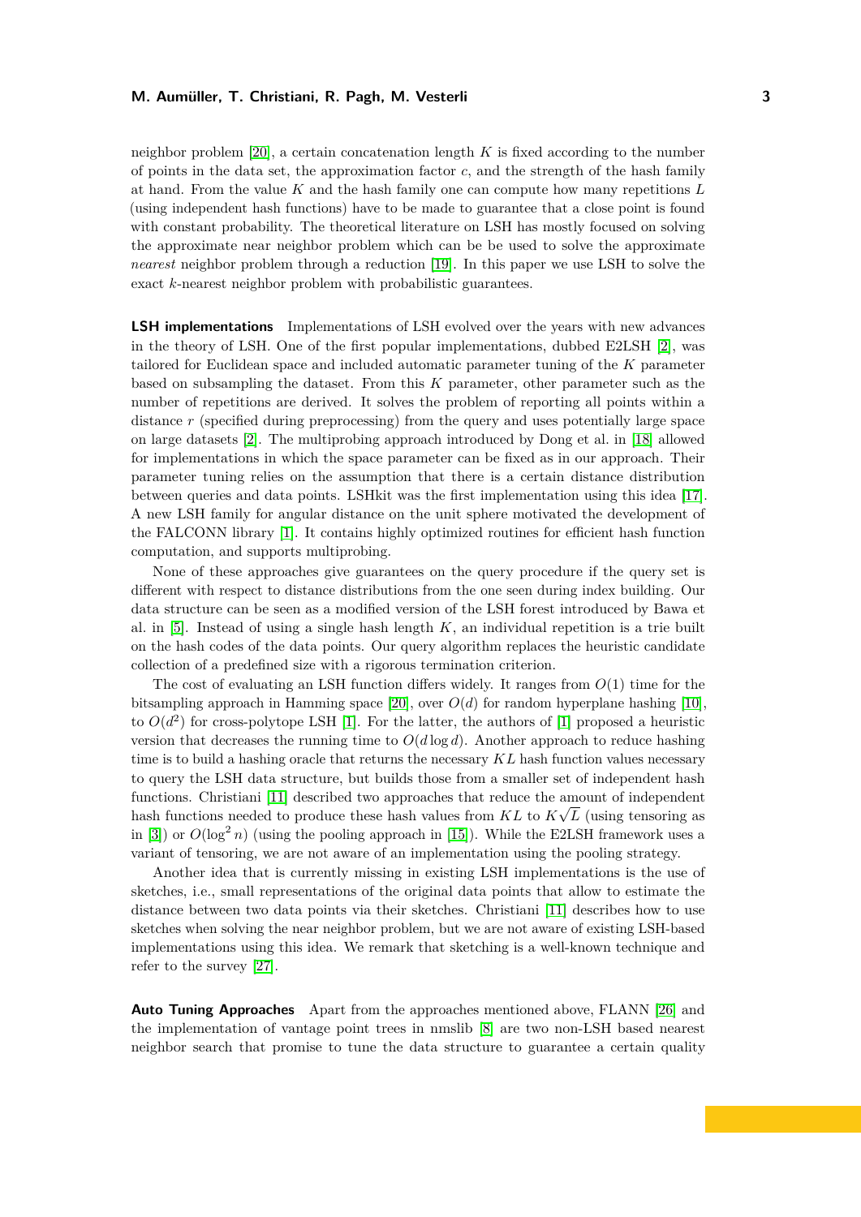neighbor problem [20], a certain concatenation length $K$ is fixed according to the number of points in the data set, the approximation factor $c$, and the strength of the hash family at hand. From the value $K$ and the hash family one can compute how many repetitions $L$ (using independent hash functions) have to be made to guarantee that a close point is found with constant probability. The theoretical literature on LSH has mostly focused on solving the approximate near neighbor problem which can be be used to solve the approximate *nearest* neighbor problem through a reduction [19]. In this paper we use LSH to solve the exact $k$-nearest neighbor problem with probabilistic guarantees.

**LSH implementations** Implementations of LSH evolved over the years with new advances in the theory of LSH. One of the first popular implementations, dubbed E2LSH [2], was tailored for Euclidean space and included automatic parameter tuning of the $K$ parameter based on subsampling the dataset. From this $K$ parameter, other parameter such as the number of repetitions are derived. It solves the problem of reporting all points within a distance $r$ (specified during preprocessing) from the query and uses potentially large space on large datasets [2]. The multiprobing approach introduced by Dong et al. in [18] allowed for implementations in which the space parameter can be fixed as in our approach. Their parameter tuning relies on the assumption that there is a certain distance distribution between queries and data points. LSHkit was the first implementation using this idea [17]. A new LSH family for angular distance on the unit sphere motivated the development of the FALCONN library [1]. It contains highly optimized routines for efficient hash function computation, and supports multiprobing.

None of these approaches give guarantees on the query procedure if the query set is different with respect to distance distributions from the one seen during index building. Our data structure can be seen as a modified version of the LSH forest introduced by Bawa et al. in [5]. Instead of using a single hash length $K$, an individual repetition is a trie built on the hash codes of the data points. Our query algorithm replaces the heuristic candidate collection of a predefined size with a rigorous termination criterion.

The cost of evaluating an LSH function differs widely. It ranges from $O(1)$ time for the bitsampling approach in Hamming space [20], over $O(d)$ for random hyperplane hashing [10], to $O(d^2)$ for cross-polytope LSH [1]. For the latter, the authors of [1] proposed a heuristic version that decreases the running time to $O(d \log d)$. Another approach to reduce hashing time is to build a hashing oracle that returns the necessary $KL$ hash function values necessary to query the LSH data structure, but builds those from a smaller set of independent hash functions. Christiani [11] described two approaches that reduce the amount of independent hash functions needed to produce these hash values from $KL$ to $K\sqrt{L}$ (using tensoring as in [3]) or $O(\log^2 n)$ (using the pooling approach in [15]). While the E2LSH framework uses a variant of tensoring, we are not aware of an implementation using the pooling strategy.

Another idea that is currently missing in existing LSH implementations is the use of sketches, i.e., small representations of the original data points that allow to estimate the distance between two data points via their sketches. Christiani [11] describes how to use sketches when solving the near neighbor problem, but we are not aware of existing LSH-based implementations using this idea. We remark that sketching is a well-known technique and refer to the survey [27].

**Auto Tuning Approaches** Apart from the approaches mentioned above, FLANN [26] and the implementation of vantage point trees in nmslib [8] are two non-LSH based nearest neighbor search that promise to tune the data structure to guarantee a certain quality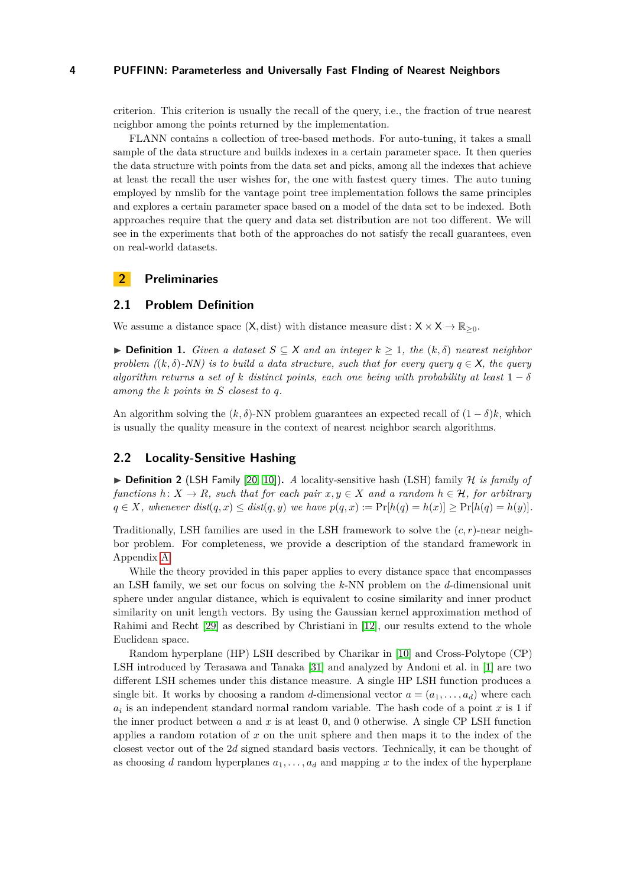criterion. This criterion is usually the recall of the query, i.e., the fraction of true nearest neighbor among the points returned by the implementation.

FLANN contains a collection of tree-based methods. For auto-tuning, it takes a small sample of the data structure and builds indexes in a certain parameter space. It then queries the data structure with points from the data set and picks, among all the indexes that achieve at least the recall the user wishes for, the one with fastest query times. The auto tuning employed by nmslib for the vantage point tree implementation follows the same principles and explores a certain parameter space based on a model of the data set to be indexed. Both approaches require that the query and data set distribution are not too different. We will see in the experiments that both of the approaches do not satisfy the recall guarantees, even on real-world datasets.

# 2 Preliminaries

## 2.1 Problem Definition

We assume a distance space $(\mathsf{X}, \mathrm{dist})$ with distance measure $\mathrm{dist}\colon \mathsf{X} \times \mathsf{X} \to \mathbb{R}_{\geq 0}$.

▶ **Definition 1.** *Given a dataset $S \subseteq X$ and an integer $k \geq 1$, the $(k, \delta)$ nearest neighbor problem ($(k,\delta)$-NN) is to build a data structure, such that for every query $q \in \mathsf{X}$, the query algorithm returns a set of $k$ distinct points, each one being with probability at least $1 - \delta$ among the $k$ points in $S$ closest to $q$.*

An algorithm solving the $(k, \delta)$-NN problem guarantees an expected recall of $(1 - \delta)k$, which is usually the quality measure in the context of nearest neighbor search algorithms.

## 2.2 Locality-Sensitive Hashing

▶ **Definition 2** (LSH Family [20, 10])**.** *A* locality-sensitive hash (LSH) family $\mathcal{H}$ *is family of functions $h\colon X \to R$, such that for each pair $x, y \in X$ and a random $h \in \mathcal{H}$, for arbitrary $q \in X$, whenever $dist(q, x) \leq dist(q, y)$ we have $p(q, x) := \Pr[h(q) = h(x)] \geq \Pr[h(q) = h(y)]$.*

Traditionally, LSH families are used in the LSH framework to solve the $(c, r)$-near neighbor problem. For completeness, we provide a description of the standard framework in Appendix A.

While the theory provided in this paper applies to every distance space that encompasses an LSH family, we set our focus on solving the $k$-NN problem on the $d$-dimensional unit sphere under angular distance, which is equivalent to cosine similarity and inner product similarity on unit length vectors. By using the Gaussian kernel approximation method of Rahimi and Recht [29] as described by Christiani in [12], our results extend to the whole Euclidean space.

Random hyperplane (HP) LSH described by Charikar in [10] and Cross-Polytope (CP) LSH introduced by Terasawa and Tanaka [31] and analyzed by Andoni et al. in [1] are two different LSH schemes under this distance measure. A single HP LSH function produces a single bit. It works by choosing a random $d$-dimensional vector $a = (a_1, \ldots, a_d)$ where each $a_i$ is an independent standard normal random variable. The hash code of a point $x$ is 1 if the inner product between $a$ and $x$ is at least 0, and 0 otherwise. A single CP LSH function applies a random rotation of $x$ on the unit sphere and then maps it to the index of the closest vector out of the $2d$ signed standard basis vectors. Technically, it can be thought of as choosing $d$ random hyperplanes $a_1, \ldots, a_d$ and mapping $x$ to the index of the hyperplane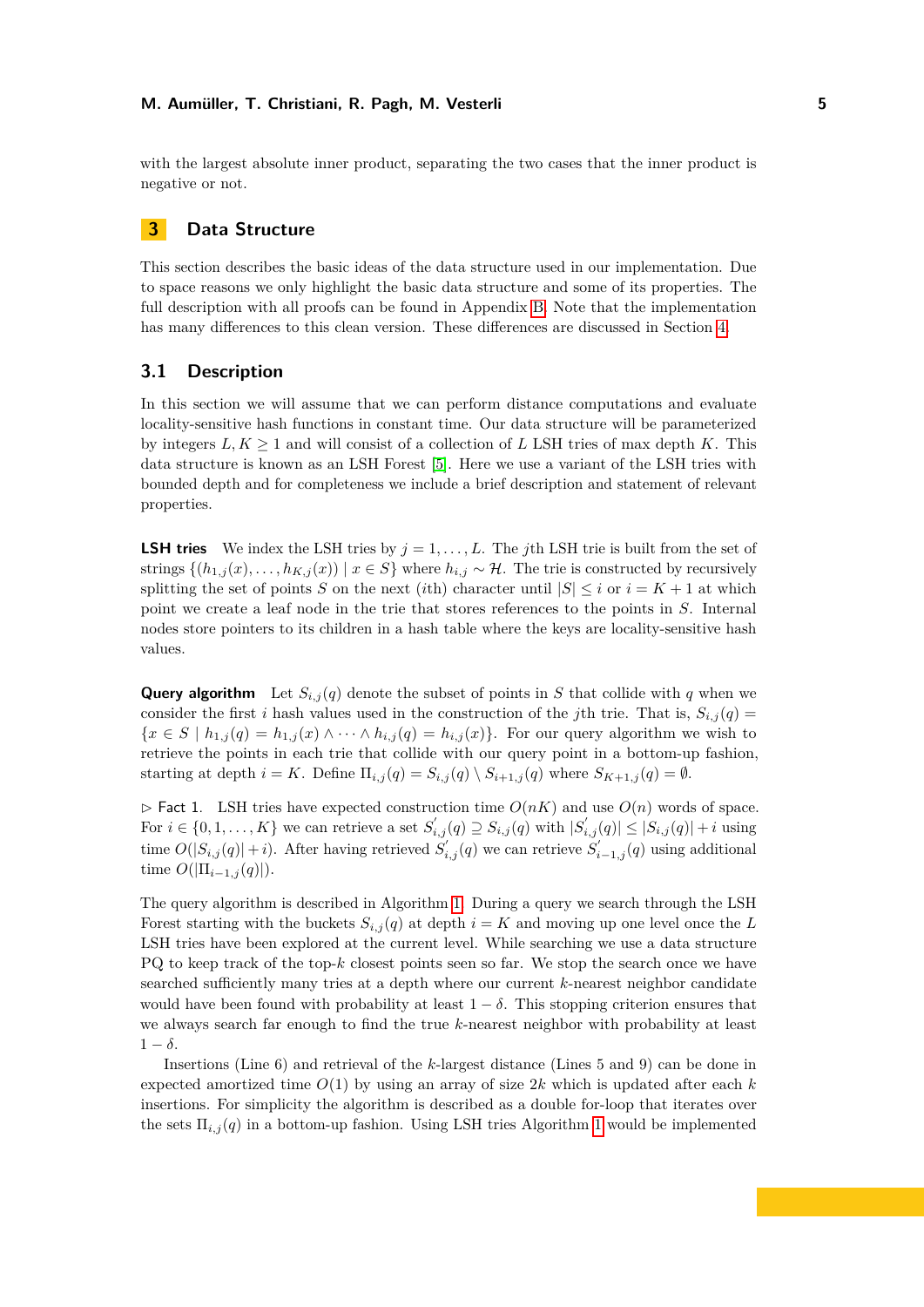with the largest absolute inner product, separating the two cases that the inner product is negative or not.

## 3 Data Structure

This section describes the basic ideas of the data structure used in our implementation. Due to space reasons we only highlight the basic data structure and some of its properties. The full description with all proofs can be found in Appendix B. Note that the implementation has many differences to this clean version. These differences are discussed in Section 4.

### 3.1 Description

In this section we will assume that we can perform distance computations and evaluate locality-sensitive hash functions in constant time. Our data structure will be parameterized by integers $L, K \geq 1$ and will consist of a collection of $L$ LSH tries of max depth $K$. This data structure is known as an LSH Forest [5]. Here we use a variant of the LSH tries with bounded depth and for completeness we include a brief description and statement of relevant properties.

**LSH tries** We index the LSH tries by $j = 1, \ldots, L$. The $j$th LSH trie is built from the set of strings $\{(h_{1,j}(x), \ldots, h_{K,j}(x)) \mid x \in S\}$ where $h_{i,j} \sim \mathcal{H}$. The trie is constructed by recursively splitting the set of points $S$ on the next ($i$th) character until $|S| \leq i$ or $i = K + 1$ at which point we create a leaf node in the trie that stores references to the points in $S$. Internal nodes store pointers to its children in a hash table where the keys are locality-sensitive hash values.

**Query algorithm** Let $S_{i,j}(q)$ denote the subset of points in $S$ that collide with $q$ when we consider the first $i$ hash values used in the construction of the $j$th trie. That is, $S_{i,j}(q) = \{x \in S \mid h_{1,j}(q) = h_{1,j}(x) \wedge \cdots \wedge h_{i,j}(q) = h_{i,j}(x)\}$. For our query algorithm we wish to retrieve the points in each trie that collide with our query point in a bottom-up fashion, starting at depth $i = K$. Define $\Pi_{i,j}(q) = S_{i,j}(q) \setminus S_{i+1,j}(q)$ where $S_{K+1,j}(q) = \emptyset$.

▷ Fact 1. LSH tries have expected construction time $O(nK)$ and use $O(n)$ words of space. For $i \in \{0, 1, \ldots, K\}$ we can retrieve a set $S'_{i,j}(q) \supseteq S_{i,j}(q)$ with $|S'_{i,j}(q)| \leq |S_{i,j}(q)| + i$ using time $O(|S_{i,j}(q)| + i)$. After having retrieved $S'_{i,j}(q)$ we can retrieve $S'_{i-1,j}(q)$ using additional time $O(|\Pi_{i-1,j}(q)|)$.

The query algorithm is described in Algorithm 1. During a query we search through the LSH Forest starting with the buckets $S_{i,j}(q)$ at depth $i = K$ and moving up one level once the $L$ LSH tries have been explored at the current level. While searching we use a data structure PQ to keep track of the top-$k$ closest points seen so far. We stop the search once we have searched sufficiently many tries at a depth where our current $k$-nearest neighbor candidate would have been found with probability at least $1 - \delta$. This stopping criterion ensures that we always search far enough to find the true $k$-nearest neighbor with probability at least $1 - \delta$.

Insertions (Line 6) and retrieval of the $k$-largest distance (Lines 5 and 9) can be done in expected amortized time $O(1)$ by using an array of size $2k$ which is updated after each $k$ insertions. For simplicity the algorithm is described as a double for-loop that iterates over the sets $\Pi_{i,j}(q)$ in a bottom-up fashion. Using LSH tries Algorithm 1 would be implemented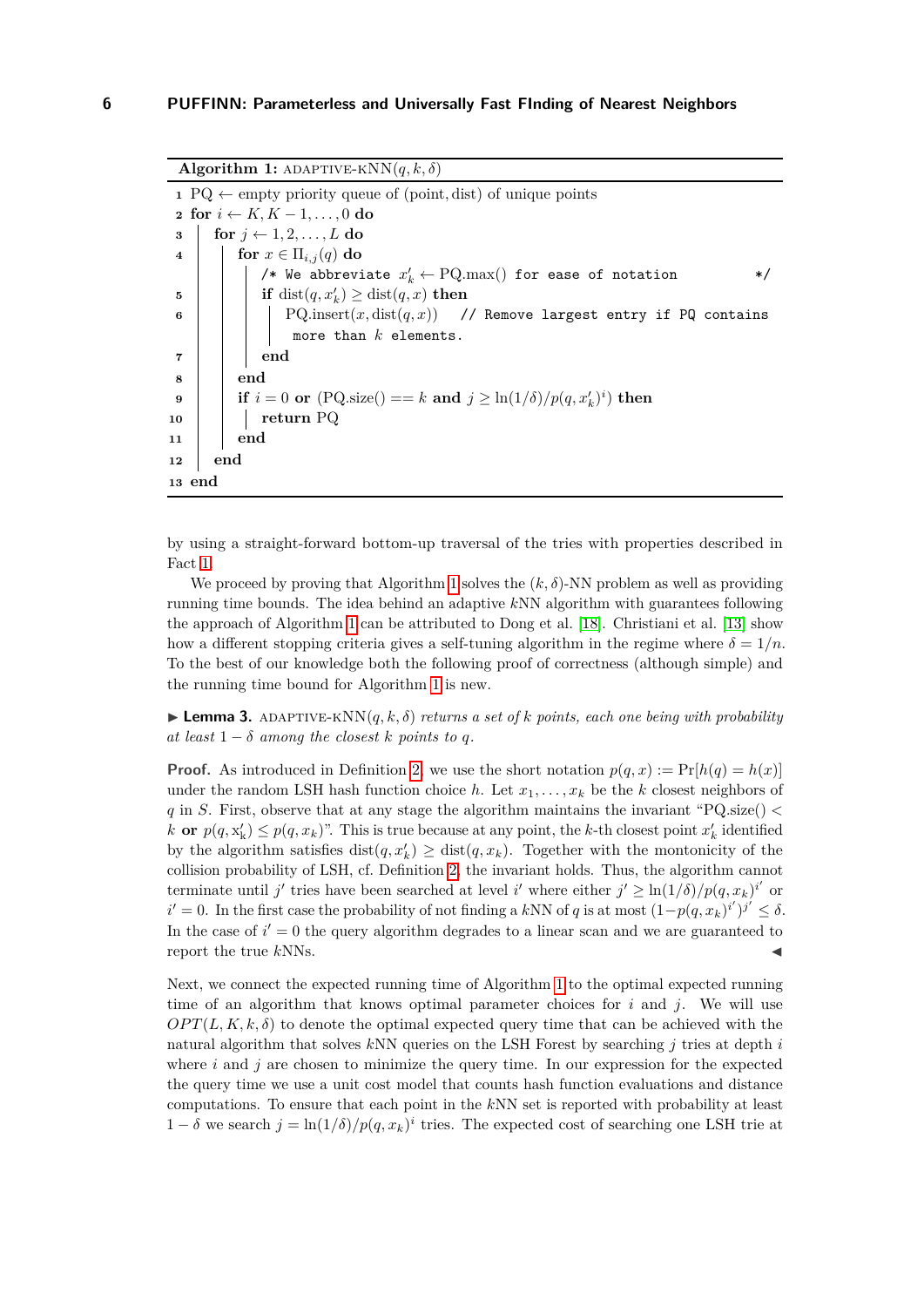**Algorithm 1:** ADAPTIVE-KNN$(q, k, \delta)$

```
1  PQ ← empty priority queue of (point, dist) of unique points
2  for i ← K, K − 1, ..., 0 do
3    for j ← 1, 2, ..., L do
4      for x ∈ Π_{i,j}(q) do
         /* We abbreviate x'_k ← PQ.max() for ease of notation          */
5        if dist(q, x'_k) ≥ dist(q, x) then
6          PQ.insert(x, dist(q, x))   // Remove largest entry if PQ contains
             more than k elements.
7        end
8      end
9      if i = 0 or (PQ.size() == k and j ≥ ln(1/δ)/p(q, x'_k)^i) then
10       return PQ
11     end
12   end
13 end
```

by using a straight-forward bottom-up traversal of the tries with properties described in Fact 1.

We proceed by proving that Algorithm 1 solves the $(k, \delta)$-NN problem as well as providing running time bounds. The idea behind an adaptive $k$NN algorithm with guarantees following the approach of Algorithm 1 can be attributed to Dong et al. [18]. Christiani et al. [13] show how a different stopping criteria gives a self-tuning algorithm in the regime where $\delta = 1/n$. To the best of our knowledge both the following proof of correctness (although simple) and the running time bound for Algorithm 1 is new.

▶ **Lemma 3.** ADAPTIVE-KNN$(q, k, \delta)$ *returns a set of $k$ points, each one being with probability at least $1 - \delta$ among the closest $k$ points to $q$.*

**Proof.** As introduced in Definition 2, we use the short notation $p(q, x) := \Pr[h(q) = h(x)]$ under the random LSH hash function choice $h$. Let $x_1, \ldots, x_k$ be the $k$ closest neighbors of $q$ in $S$. First, observe that at any stage the algorithm maintains the invariant "PQ.size() $<$ $k$ **or** $p(q, x'_k) \le p(q, x_k)$". This is true because at any point, the $k$-th closest point $x'_k$ identified by the algorithm satisfies $\text{dist}(q, x'_k) \ge \text{dist}(q, x_k)$. Together with the montonicity of the collision probability of LSH, cf. Definition 2, the invariant holds. Thus, the algorithm cannot terminate until $j'$ tries have been searched at level $i'$ where either $j' \ge \ln(1/\delta)/p(q, x_k)^{i'}$ or $i' = 0$. In the first case the probability of not finding a $k$NN of $q$ is at most $(1 - p(q, x_k)^{i'})^{j'} \le \delta$. In the case of $i' = 0$ the query algorithm degrades to a linear scan and we are guaranteed to report the true $k$NNs. ◀

Next, we connect the expected running time of Algorithm 1 to the optimal expected running time of an algorithm that knows optimal parameter choices for $i$ and $j$. We will use $OPT(L, K, k, \delta)$ to denote the optimal expected query time that can be achieved with the natural algorithm that solves $k$NN queries on the LSH Forest by searching $j$ tries at depth $i$ where $i$ and $j$ are chosen to minimize the query time. In our expression for the expected the query time we use a unit cost model that counts hash function evaluations and distance computations. To ensure that each point in the $k$NN set is reported with probability at least $1 - \delta$ we search $j = \ln(1/\delta)/p(q, x_k)^i$ tries. The expected cost of searching one LSH trie at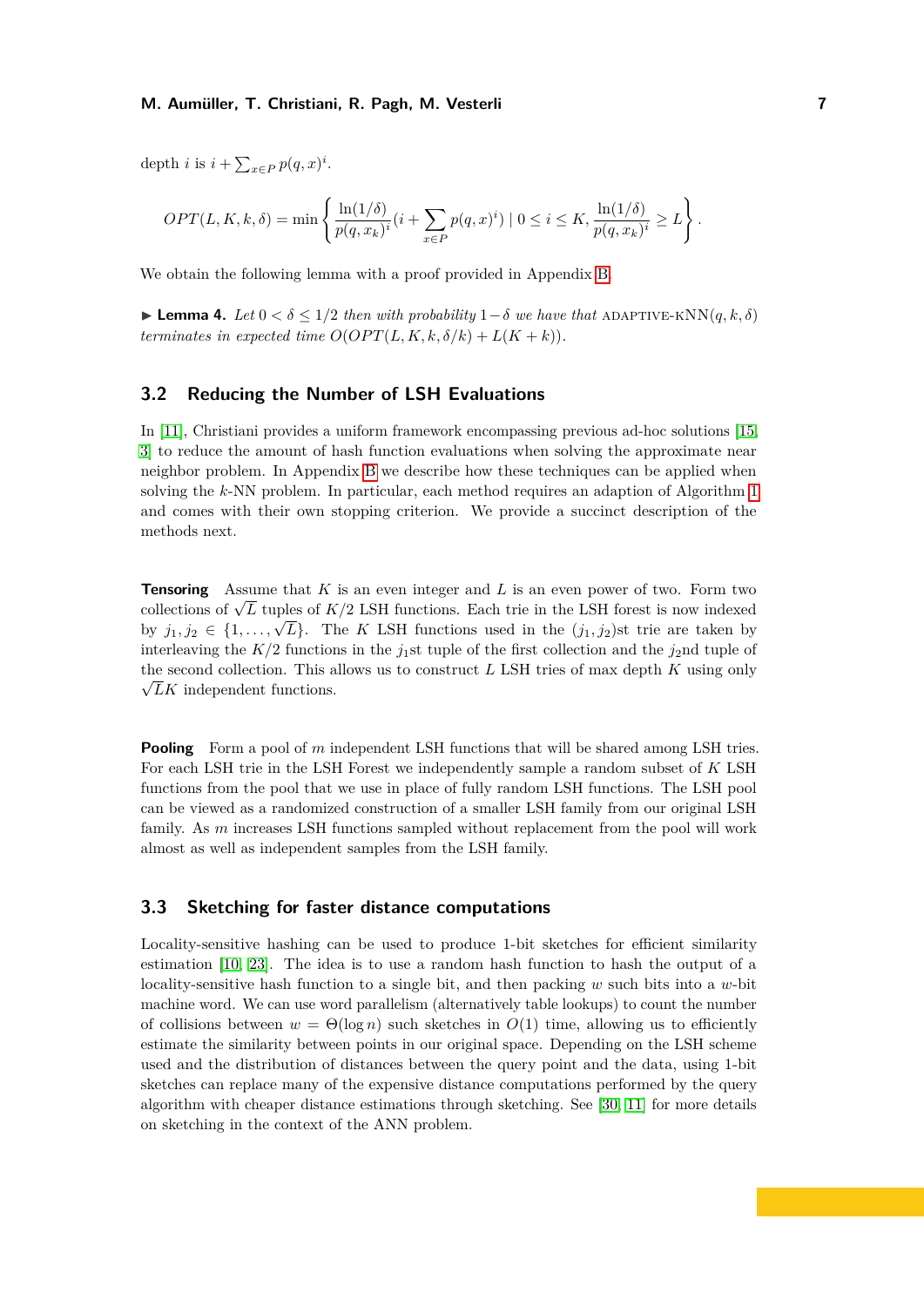depth $i$ is $i + \sum_{x \in P} p(q,x)^i$.

$$OPT(L, K, k, \delta) = \min \left\{ \frac{\ln(1/\delta)}{p(q,x_k)^i}(i + \sum_{x \in P} p(q,x)^i) \mid 0 \le i \le K, \frac{\ln(1/\delta)}{p(q,x_k)^i} \ge L \right\}.$$

We obtain the following lemma with a proof provided in Appendix B.

▶ **Lemma 4.** *Let $0 < \delta \le 1/2$ then with probability $1-\delta$ we have that* ADAPTIVE-KNN$(q, k, \delta)$ *terminates in expected time $O(OPT(L, K, k, \delta/k) + L(K + k))$.*

## 3.2 Reducing the Number of LSH Evaluations

In [11], Christiani provides a uniform framework encompassing previous ad-hoc solutions [15, 3] to reduce the amount of hash function evaluations when solving the approximate near neighbor problem. In Appendix B we describe how these techniques can be applied when solving the $k$-NN problem. In particular, each method requires an adaption of Algorithm 1 and comes with their own stopping criterion. We provide a succinct description of the methods next.

**Tensoring** Assume that $K$ is an even integer and $L$ is an even power of two. Form two collections of $\sqrt{L}$ tuples of $K/2$ LSH functions. Each trie in the LSH forest is now indexed by $j_1, j_2 \in \{1, \ldots, \sqrt{L}\}$. The $K$ LSH functions used in the $(j_1, j_2)$st trie are taken by interleaving the $K/2$ functions in the $j_1$st tuple of the first collection and the $j_2$nd tuple of the second collection. This allows us to construct $L$ LSH tries of max depth $K$ using only $\sqrt{L}K$ independent functions.

**Pooling** Form a pool of $m$ independent LSH functions that will be shared among LSH tries. For each LSH trie in the LSH Forest we independently sample a random subset of $K$ LSH functions from the pool that we use in place of fully random LSH functions. The LSH pool can be viewed as a randomized construction of a smaller LSH family from our original LSH family. As $m$ increases LSH functions sampled without replacement from the pool will work almost as well as independent samples from the LSH family.

## 3.3 Sketching for faster distance computations

Locality-sensitive hashing can be used to produce 1-bit sketches for efficient similarity estimation [10, 23]. The idea is to use a random hash function to hash the output of a locality-sensitive hash function to a single bit, and then packing $w$ such bits into a $w$-bit machine word. We can use word parallelism (alternatively table lookups) to count the number of collisions between $w = \Theta(\log n)$ such sketches in $O(1)$ time, allowing us to efficiently estimate the similarity between points in our original space. Depending on the LSH scheme used and the distribution of distances between the query point and the data, using 1-bit sketches can replace many of the expensive distance computations performed by the query algorithm with cheaper distance estimations through sketching. See [30, 11] for more details on sketching in the context of the ANN problem.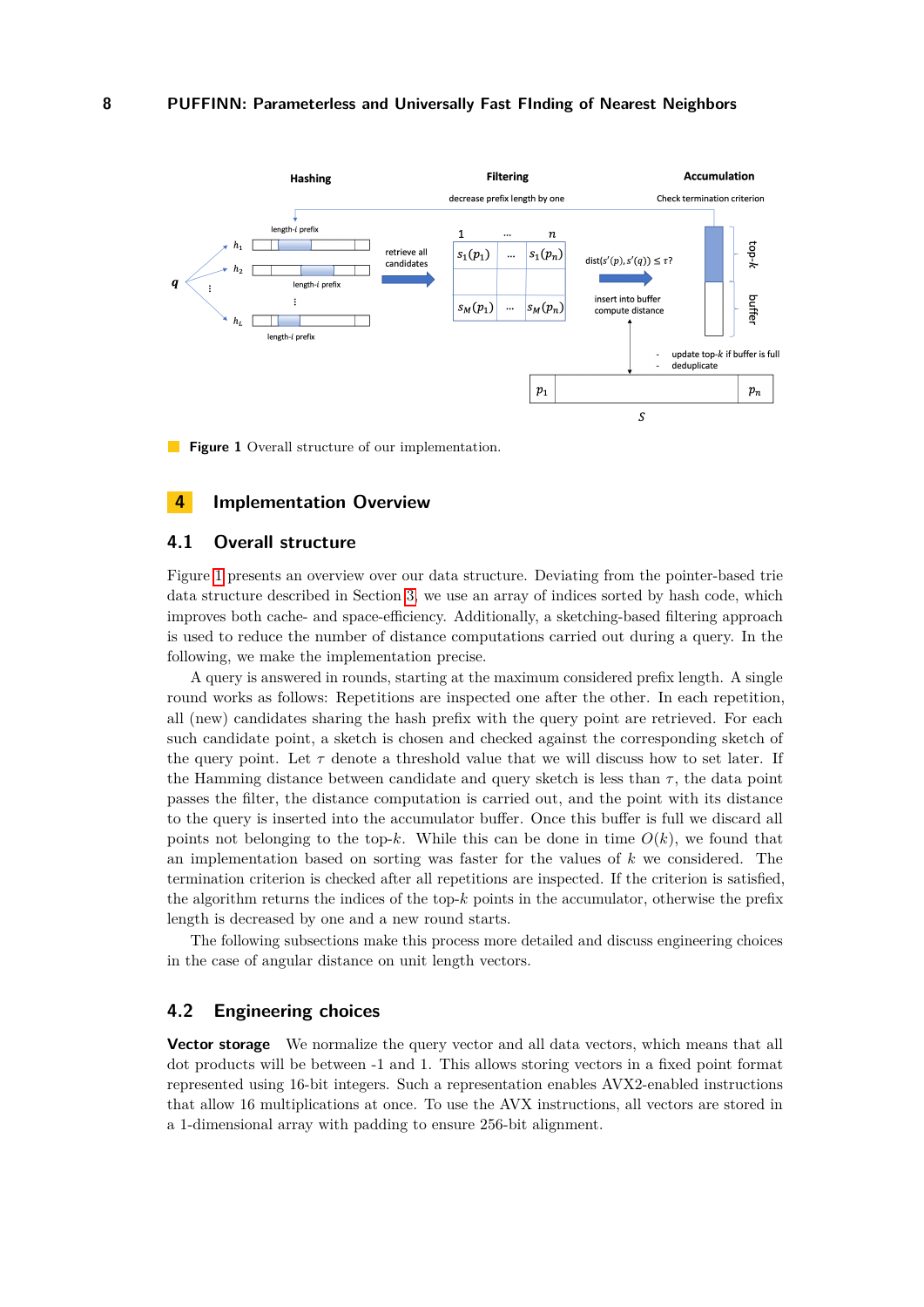**Figure 1** Overall structure of our implementation.

# 4 Implementation Overview

## 4.1 Overall structure

Figure 1 presents an overview over our data structure. Deviating from the pointer-based trie data structure described in Section 3, we use an array of indices sorted by hash code, which improves both cache- and space-efficiency. Additionally, a sketching-based filtering approach is used to reduce the number of distance computations carried out during a query. In the following, we make the implementation precise.

A query is answered in rounds, starting at the maximum considered prefix length. A single round works as follows: Repetitions are inspected one after the other. In each repetition, all (new) candidates sharing the hash prefix with the query point are retrieved. For each such candidate point, a sketch is chosen and checked against the corresponding sketch of the query point. Let $\tau$ denote a threshold value that we will discuss how to set later. If the Hamming distance between candidate and query sketch is less than $\tau$, the data point passes the filter, the distance computation is carried out, and the point with its distance to the query is inserted into the accumulator buffer. Once this buffer is full we discard all points not belonging to the top-$k$. While this can be done in time $O(k)$, we found that an implementation based on sorting was faster for the values of $k$ we considered. The termination criterion is checked after all repetitions are inspected. If the criterion is satisfied, the algorithm returns the indices of the top-$k$ points in the accumulator, otherwise the prefix length is decreased by one and a new round starts.

The following subsections make this process more detailed and discuss engineering choices in the case of angular distance on unit length vectors.

## 4.2 Engineering choices

**Vector storage** We normalize the query vector and all data vectors, which means that all dot products will be between -1 and 1. This allows storing vectors in a fixed point format represented using 16-bit integers. Such a representation enables AVX2-enabled instructions that allow 16 multiplications at once. To use the AVX instructions, all vectors are stored in a 1-dimensional array with padding to ensure 256-bit alignment.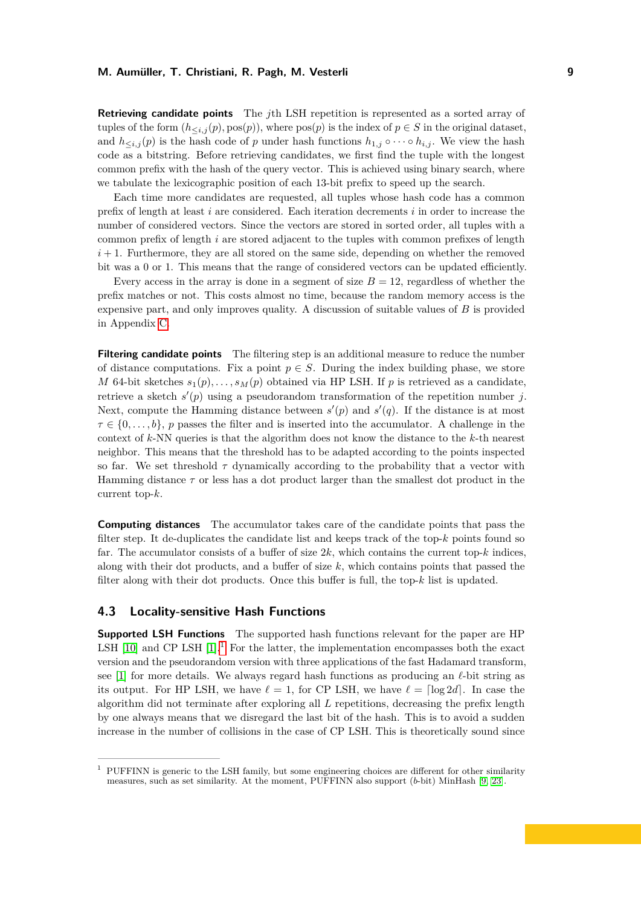**Retrieving candidate points** The $j$th LSH repetition is represented as a sorted array of tuples of the form $(h_{\leq i,j}(p), \text{pos}(p))$, where $\text{pos}(p)$ is the index of $p \in S$ in the original dataset, and $h_{\leq i,j}(p)$ is the hash code of $p$ under hash functions $h_{1,j} \circ \cdots \circ h_{i,j}$. We view the hash code as a bitstring. Before retrieving candidates, we first find the tuple with the longest common prefix with the hash of the query vector. This is achieved using binary search, where we tabulate the lexicographic position of each 13-bit prefix to speed up the search.

Each time more candidates are requested, all tuples whose hash code has a common prefix of length at least $i$ are considered. Each iteration decrements $i$ in order to increase the number of considered vectors. Since the vectors are stored in sorted order, all tuples with a common prefix of length $i$ are stored adjacent to the tuples with common prefixes of length $i+1$. Furthermore, they are all stored on the same side, depending on whether the removed bit was a 0 or 1. This means that the range of considered vectors can be updated efficiently.

Every access in the array is done in a segment of size $B = 12$, regardless of whether the prefix matches or not. This costs almost no time, because the random memory access is the expensive part, and only improves quality. A discussion of suitable values of $B$ is provided in Appendix C.

**Filtering candidate points** The filtering step is an additional measure to reduce the number of distance computations. Fix a point $p \in S$. During the index building phase, we store $M$ 64-bit sketches $s_1(p), \ldots, s_M(p)$ obtained via HP LSH. If $p$ is retrieved as a candidate, retrieve a sketch $s'(p)$ using a pseudorandom transformation of the repetition number $j$. Next, compute the Hamming distance between $s'(p)$ and $s'(q)$. If the distance is at most $\tau \in \{0, \ldots, b\}$, $p$ passes the filter and is inserted into the accumulator. A challenge in the context of $k$-NN queries is that the algorithm does not know the distance to the $k$-th nearest neighbor. This means that the threshold has to be adapted according to the points inspected so far. We set threshold $\tau$ dynamically according to the probability that a vector with Hamming distance $\tau$ or less has a dot product larger than the smallest dot product in the current top-$k$.

**Computing distances** The accumulator takes care of the candidate points that pass the filter step. It de-duplicates the candidate list and keeps track of the top-$k$ points found so far. The accumulator consists of a buffer of size $2k$, which contains the current top-$k$ indices, along with their dot products, and a buffer of size $k$, which contains points that passed the filter along with their dot products. Once this buffer is full, the top-$k$ list is updated.

## 4.3 Locality-sensitive Hash Functions

**Supported LSH Functions** The supported hash functions relevant for the paper are HP LSH [10] and CP LSH [1].[1] For the latter, the implementation encompasses both the exact version and the pseudorandom version with three applications of the fast Hadamard transform, see [1] for more details. We always regard hash functions as producing an $\ell$-bit string as its output. For HP LSH, we have $\ell = 1$, for CP LSH, we have $\ell = \lceil \log 2d \rceil$. In case the algorithm did not terminate after exploring all $L$ repetitions, decreasing the prefix length by one always means that we disregard the last bit of the hash. This is to avoid a sudden increase in the number of collisions in the case of CP LSH. This is theoretically sound since

---

[1] PUFFINN is generic to the LSH family, but some engineering choices are different for other similarity measures, such as set similarity. At the moment, PUFFINN also support ($b$-bit) MinHash [9, 23].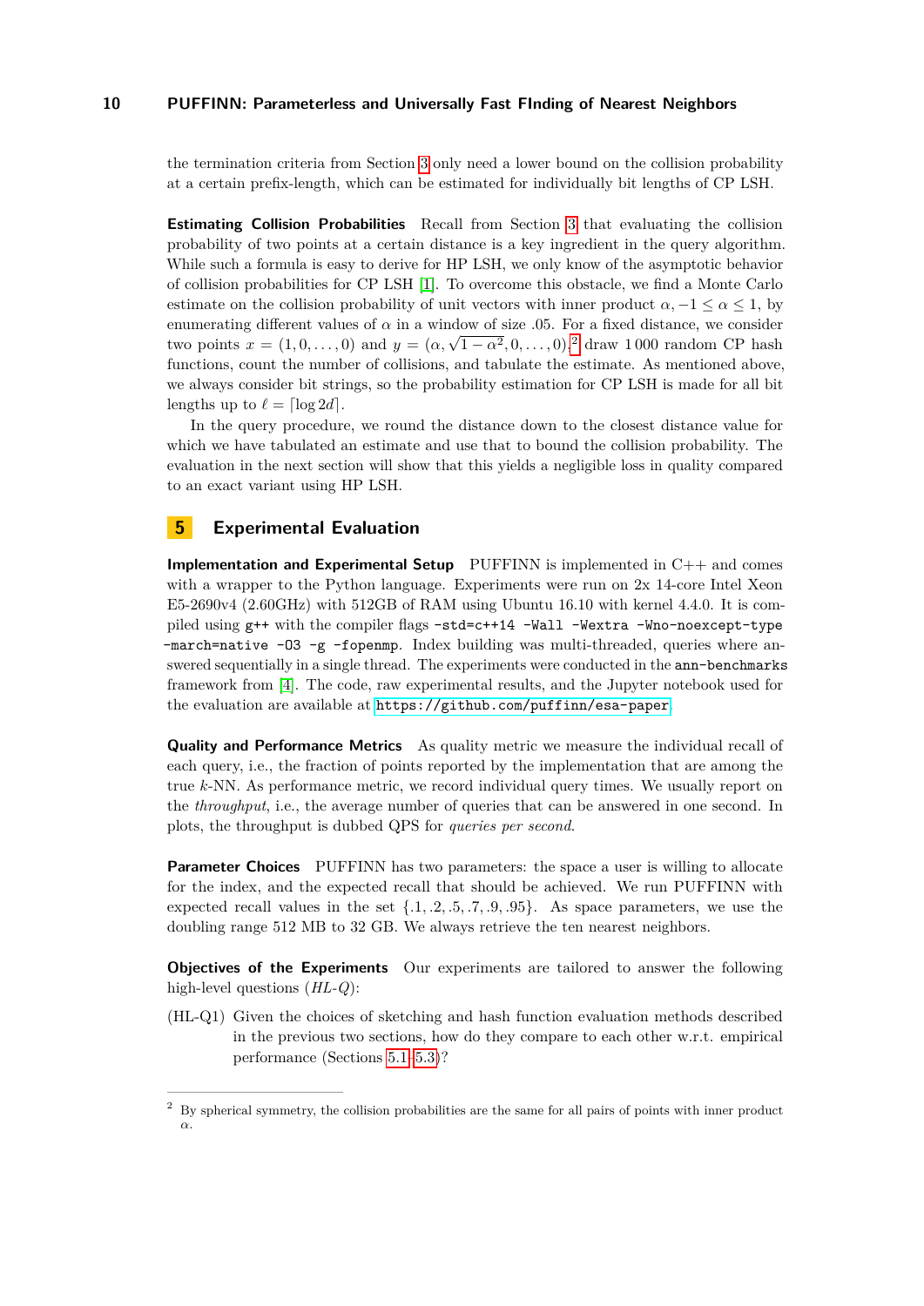the termination criteria from Section 3 only need a lower bound on the collision probability at a certain prefix-length, which can be estimated for individually bit lengths of CP LSH.

**Estimating Collision Probabilities** Recall from Section 3 that evaluating the collision probability of two points at a certain distance is a key ingredient in the query algorithm. While such a formula is easy to derive for HP LSH, we only know of the asymptotic behavior of collision probabilities for CP LSH [1]. To overcome this obstacle, we find a Monte Carlo estimate on the collision probability of unit vectors with inner product $\alpha, -1 \leq \alpha \leq 1$, by enumerating different values of $\alpha$ in a window of size .05. For a fixed distance, we consider two points $x = (1, 0, \ldots, 0)$ and $y = (\alpha, \sqrt{1 - \alpha^2}, 0, \ldots, 0)$,[2] draw 1 000 random CP hash functions, count the number of collisions, and tabulate the estimate. As mentioned above, we always consider bit strings, so the probability estimation for CP LSH is made for all bit lengths up to $\ell = \lceil \log 2d \rceil$.

In the query procedure, we round the distance down to the closest distance value for which we have tabulated an estimate and use that to bound the collision probability. The evaluation in the next section will show that this yields a negligible loss in quality compared to an exact variant using HP LSH.

## 5 Experimental Evaluation

**Implementation and Experimental Setup** PUFFINN is implemented in C++ and comes with a wrapper to the Python language. Experiments were run on 2x 14-core Intel Xeon E5-2690v4 (2.60GHz) with 512GB of RAM using Ubuntu 16.10 with kernel 4.4.0. It is compiled using `g++` with the compiler flags `-std=c++14 -Wall -Wextra -Wno-noexcept-type -march=native -O3 -g -fopenmp`. Index building was multi-threaded, queries where answered sequentially in a single thread. The experiments were conducted in the `ann-benchmarks` framework from [4]. The code, raw experimental results, and the Jupyter notebook used for the evaluation are available at `https://github.com/puffinn/esa-paper`.

**Quality and Performance Metrics** As quality metric we measure the individual recall of each query, i.e., the fraction of points reported by the implementation that are among the true $k$-NN. As performance metric, we record individual query times. We usually report on the *throughput*, i.e., the average number of queries that can be answered in one second. In plots, the throughput is dubbed QPS for *queries per second*.

**Parameter Choices** PUFFINN has two parameters: the space a user is willing to allocate for the index, and the expected recall that should be achieved. We run PUFFINN with expected recall values in the set $\{.1, .2, .5, .7, .9, .95\}$. As space parameters, we use the doubling range 512 MB to 32 GB. We always retrieve the ten nearest neighbors.

**Objectives of the Experiments** Our experiments are tailored to answer the following high-level questions (*HL-Q*):

(HL-Q1) Given the choices of sketching and hash function evaluation methods described in the previous two sections, how do they compare to each other w.r.t. empirical performance (Sections 5.1–5.3)?

---

[2] By spherical symmetry, the collision probabilities are the same for all pairs of points with inner product $\alpha$.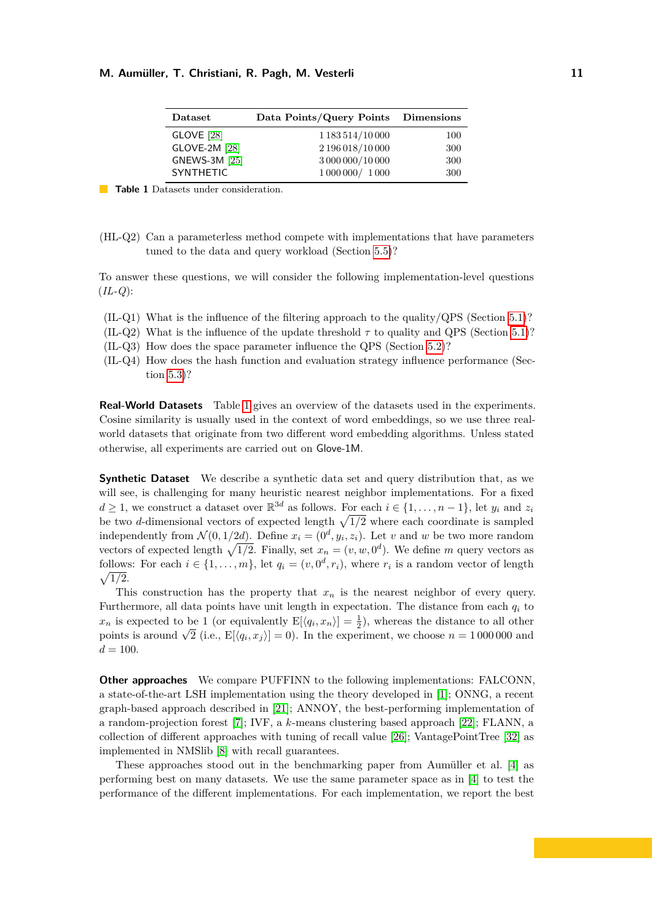| Dataset | Data Points/Query Points | Dimensions |
|---|---|---|
| GLOVE [28] | 1 183 514/10 000 | 100 |
| GLOVE-2M [28] | 2 196 018/10 000 | 300 |
| GNEWS-3M [25] | 3 000 000/10 000 | 300 |
| SYNTHETIC | 1 000 000/ 1 000 | 300 |

**Table 1** Datasets under consideration.

(HL-Q2) Can a parameterless method compete with implementations that have parameters tuned to the data and query workload (Section 5.5)?

To answer these questions, we will consider the following implementation-level questions (*IL-Q*):

(IL-Q1) What is the influence of the filtering approach to the quality/QPS (Section 5.1)?
(IL-Q2) What is the influence of the update threshold $\tau$ to quality and QPS (Section 5.1)?
(IL-Q3) How does the space parameter influence the QPS (Section 5.2)?
(IL-Q4) How does the hash function and evaluation strategy influence performance (Section 5.3)?

**Real-World Datasets** Table 1 gives an overview of the datasets used in the experiments. Cosine similarity is usually used in the context of word embeddings, so we use three real-world datasets that originate from two different word embedding algorithms. Unless stated otherwise, all experiments are carried out on Glove-1M.

**Synthetic Dataset** We describe a synthetic data set and query distribution that, as we will see, is challenging for many heuristic nearest neighbor implementations. For a fixed $d \geq 1$, we construct a dataset over $\mathbb{R}^{3d}$ as follows. For each $i \in \{1, \ldots, n-1\}$, let $y_i$ and $z_i$ be two $d$-dimensional vectors of expected length $\sqrt{1/2}$ where each coordinate is sampled independently from $\mathcal{N}(0, 1/2d)$. Define $x_i = (0^d, y_i, z_i)$. Let $v$ and $w$ be two more random vectors of expected length $\sqrt{1/2}$. Finally, set $x_n = (v, w, 0^d)$. We define $m$ query vectors as follows: For each $i \in \{1, \ldots, m\}$, let $q_i = (v, 0^d, r_i)$, where $r_i$ is a random vector of length $\sqrt{1/2}$.

This construction has the property that $x_n$ is the nearest neighbor of every query. Furthermore, all data points have unit length in expectation. The distance from each $q_i$ to $x_n$ is expected to be 1 (or equivalently $\mathrm{E}[\langle q_i, x_n \rangle] = \frac{1}{2}$), whereas the distance to all other points is around $\sqrt{2}$ (i.e., $\mathrm{E}[\langle q_i, x_j \rangle] = 0$). In the experiment, we choose $n = 1\,000\,000$ and $d = 100$.

**Other approaches** We compare PUFFINN to the following implementations: FALCONN, a state-of-the-art LSH implementation using the theory developed in [1]; ONNG, a recent graph-based approach described in [21]; ANNOY, the best-performing implementation of a random-projection forest [7]; IVF, a $k$-means clustering based approach [22]; FLANN, a collection of different approaches with tuning of recall value [26]; VantagePointTree [32] as implemented in NMSlib [8] with recall guarantees.

These approaches stood out in the benchmarking paper from Aumüller et al. [4] as performing best on many datasets. We use the same parameter space as in [4] to test the performance of the different implementations. For each implementation, we report the best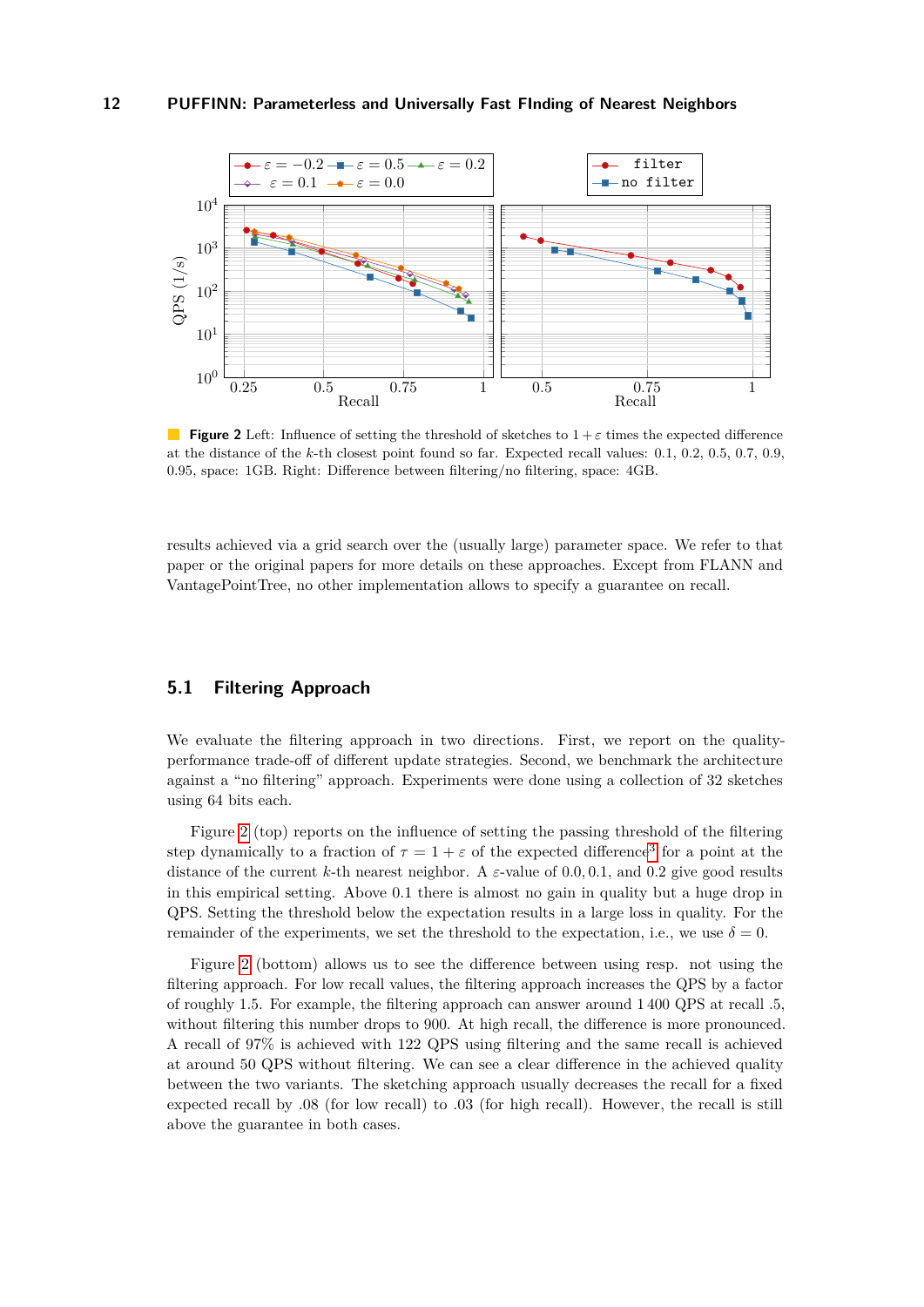**Figure 2** Left: Influence of setting the threshold of sketches to $1+\varepsilon$ times the expected difference at the distance of the $k$-th closest point found so far. Expected recall values: 0.1, 0.2, 0.5, 0.7, 0.9, 0.95, space: 1GB. Right: Difference between filtering/no filtering, space: 4GB.

results achieved via a grid search over the (usually large) parameter space. We refer to that paper or the original papers for more details on these approaches. Except from FLANN and VantagePointTree, no other implementation allows to specify a guarantee on recall.

## 5.1 Filtering Approach

We evaluate the filtering approach in two directions. First, we report on the quality-performance trade-off of different update strategies. Second, we benchmark the architecture against a "no filtering" approach. Experiments were done using a collection of 32 sketches using 64 bits each.

Figure 2 (top) reports on the influence of setting the passing threshold of the filtering step dynamically to a fraction of $\tau = 1 + \varepsilon$ of the expected difference[3] for a point at the distance of the current $k$-th nearest neighbor. A $\varepsilon$-value of $0.0, 0.1$, and $0.2$ give good results in this empirical setting. Above 0.1 there is almost no gain in quality but a huge drop in QPS. Setting the threshold below the expectation results in a large loss in quality. For the remainder of the experiments, we set the threshold to the expectation, i.e., we use $\delta = 0$.

Figure 2 (bottom) allows us to see the difference between using resp. not using the filtering approach. For low recall values, the filtering approach increases the QPS by a factor of roughly 1.5. For example, the filtering approach can answer around 1 400 QPS at recall .5, without filtering this number drops to 900. At high recall, the difference is more pronounced. A recall of 97% is achieved with 122 QPS using filtering and the same recall is achieved at around 50 QPS without filtering. We can see a clear difference in the achieved quality between the two variants. The sketching approach usually decreases the recall for a fixed expected recall by .08 (for low recall) to .03 (for high recall). However, the recall is still above the guarantee in both cases.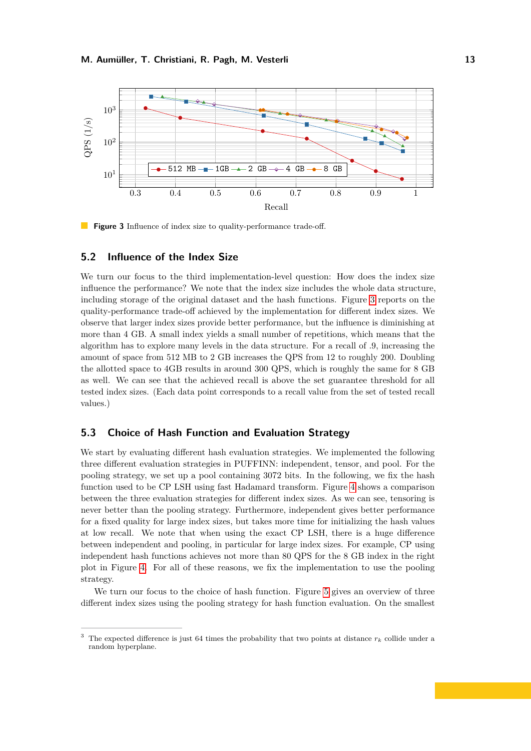**Figure 3** Influence of index size to quality-performance trade-off.

## 5.2 Influence of the Index Size

We turn our focus to the third implementation-level question: How does the index size influence the performance? We note that the index size includes the whole data structure, including storage of the original dataset and the hash functions. Figure 3 reports on the quality-performance trade-off achieved by the implementation for different index sizes. We observe that larger index sizes provide better performance, but the influence is diminishing at more than 4 GB. A small index yields a small number of repetitions, which means that the algorithm has to explore many levels in the data structure. For a recall of .9, increasing the amount of space from 512 MB to 2 GB increases the QPS from 12 to roughly 200. Doubling the allotted space to 4GB results in around 300 QPS, which is roughly the same for 8 GB as well. We can see that the achieved recall is above the set guarantee threshold for all tested index sizes. (Each data point corresponds to a recall value from the set of tested recall values.)

## 5.3 Choice of Hash Function and Evaluation Strategy

We start by evaluating different hash evaluation strategies. We implemented the following three different evaluation strategies in PUFFINN: independent, tensor, and pool. For the pooling strategy, we set up a pool containing 3072 bits. In the following, we fix the hash function used to be CP LSH using fast Hadamard transform. Figure 4 shows a comparison between the three evaluation strategies for different index sizes. As we can see, tensoring is never better than the pooling strategy. Furthermore, independent gives better performance for a fixed quality for large index sizes, but takes more time for initializing the hash values at low recall. We note that when using the exact CP LSH, there is a huge difference between independent and pooling, in particular for large index sizes. For example, CP using independent hash functions achieves not more than 80 QPS for the 8 GB index in the right plot in Figure 4. For all of these reasons, we fix the implementation to use the pooling strategy.

We turn our focus to the choice of hash function. Figure 5 gives an overview of three different index sizes using the pooling strategy for hash function evaluation. On the smallest

[3] The expected difference is just 64 times the probability that two points at distance $r_k$ collide under a random hyperplane.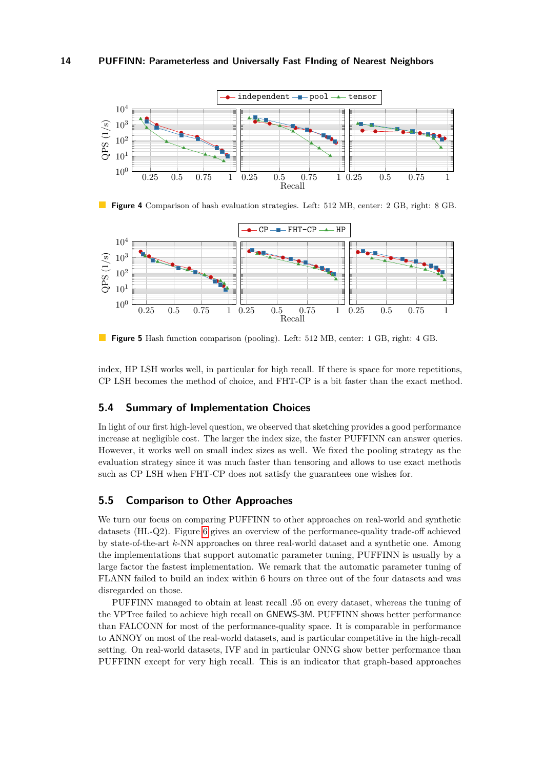**Figure 4** Comparison of hash evaluation strategies. Left: 512 MB, center: 2 GB, right: 8 GB.

**Figure 5** Hash function comparison (pooling). Left: 512 MB, center: 1 GB, right: 4 GB.

index, HP LSH works well, in particular for high recall. If there is space for more repetitions, CP LSH becomes the method of choice, and FHT-CP is a bit faster than the exact method.

## 5.4 Summary of Implementation Choices

In light of our first high-level question, we observed that sketching provides a good performance increase at negligible cost. The larger the index size, the faster PUFFINN can answer queries. However, it works well on small index sizes as well. We fixed the pooling strategy as the evaluation strategy since it was much faster than tensoring and allows to use exact methods such as CP LSH when FHT-CP does not satisfy the guarantees one wishes for.

## 5.5 Comparison to Other Approaches

We turn our focus on comparing PUFFINN to other approaches on real-world and synthetic datasets (HL-Q2). Figure 6 gives an overview of the performance-quality trade-off achieved by state-of-the-art $k$-NN approaches on three real-world dataset and a synthetic one. Among the implementations that support automatic parameter tuning, PUFFINN is usually by a large factor the fastest implementation. We remark that the automatic parameter tuning of FLANN failed to build an index within 6 hours on three out of the four datasets and was disregarded on those.

PUFFINN managed to obtain at least recall .95 on every dataset, whereas the tuning of the VPTree failed to achieve high recall on GNEWS-3M. PUFFINN shows better performance than FALCONN for most of the performance-quality space. It is comparable in performance to ANNOY on most of the real-world datasets, and is particular competitive in the high-recall setting. On real-world datasets, IVF and in particular ONNG show better performance than PUFFINN except for very high recall. This is an indicator that graph-based approaches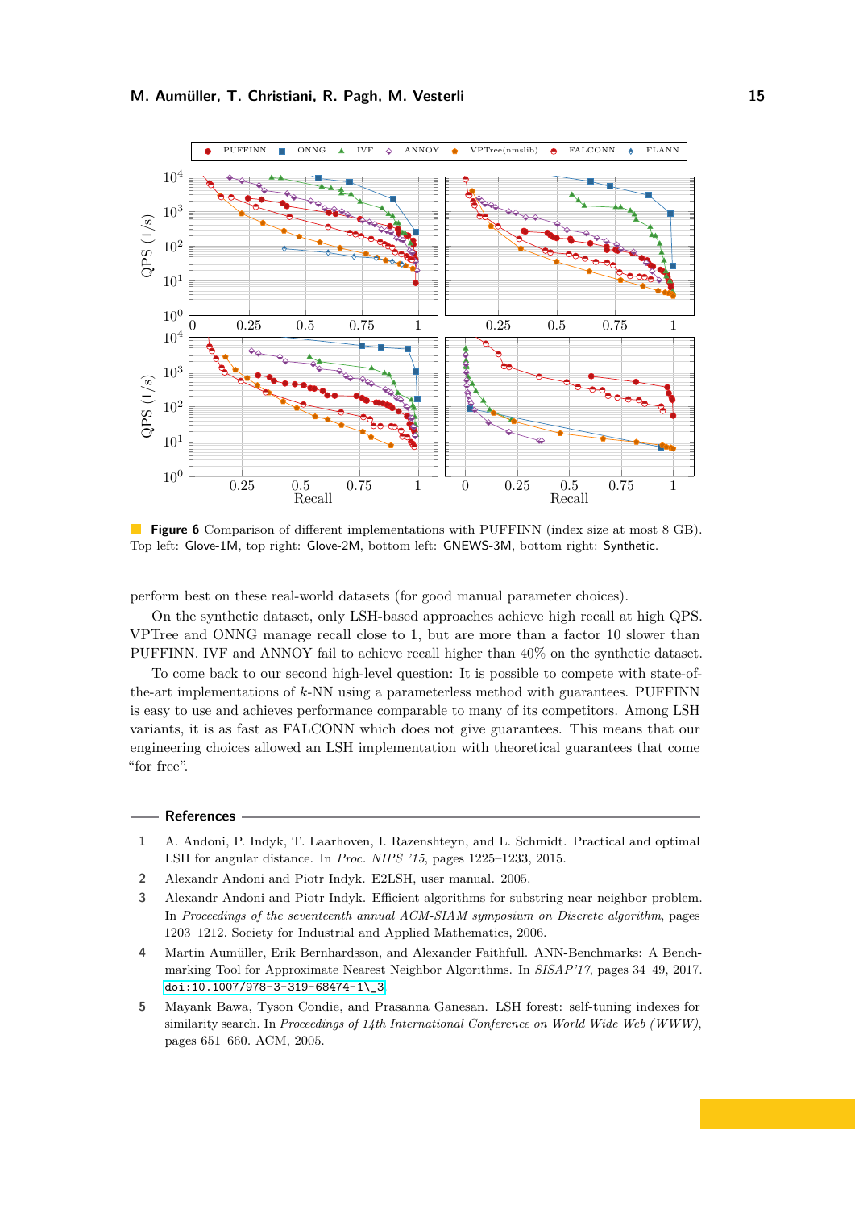**Figure 6** Comparison of different implementations with PUFFINN (index size at most 8 GB). Top left: Glove-1M, top right: Glove-2M, bottom left: GNEWS-3M, bottom right: Synthetic.

perform best on these real-world datasets (for good manual parameter choices).

On the synthetic dataset, only LSH-based approaches achieve high recall at high QPS. VPTree and ONNG manage recall close to 1, but are more than a factor 10 slower than PUFFINN. IVF and ANNOY fail to achieve recall higher than 40% on the synthetic dataset.

To come back to our second high-level question: It is possible to compete with state-of-the-art implementations of $k$-NN using a parameterless method with guarantees. PUFFINN is easy to use and achieves performance comparable to many of its competitors. Among LSH variants, it is as fast as FALCONN which does not give guarantees. This means that our engineering choices allowed an LSH implementation with theoretical guarantees that come "for free".

## References

1. A. Andoni, P. Indyk, T. Laarhoven, I. Razenshteyn, and L. Schmidt. Practical and optimal LSH for angular distance. In *Proc. NIPS '15*, pages 1225–1233, 2015.
2. Alexandr Andoni and Piotr Indyk. E2LSH, user manual. 2005.
3. Alexandr Andoni and Piotr Indyk. Efficient algorithms for substring near neighbor problem. In *Proceedings of the seventeenth annual ACM-SIAM symposium on Discrete algorithm*, pages 1203–1212. Society for Industrial and Applied Mathematics, 2006.
4. Martin Aumüller, Erik Bernhardsson, and Alexander Faithfull. ANN-Benchmarks: A Benchmarking Tool for Approximate Nearest Neighbor Algorithms. In *SISAP'17*, pages 34–49, 2017. doi:10.1007/978-3-319-68474-1\_3
5. Mayank Bawa, Tyson Condie, and Prasanna Ganesan. LSH forest: self-tuning indexes for similarity search. In *Proceedings of 14th International Conference on World Wide Web (WWW)*, pages 651–660. ACM, 2005.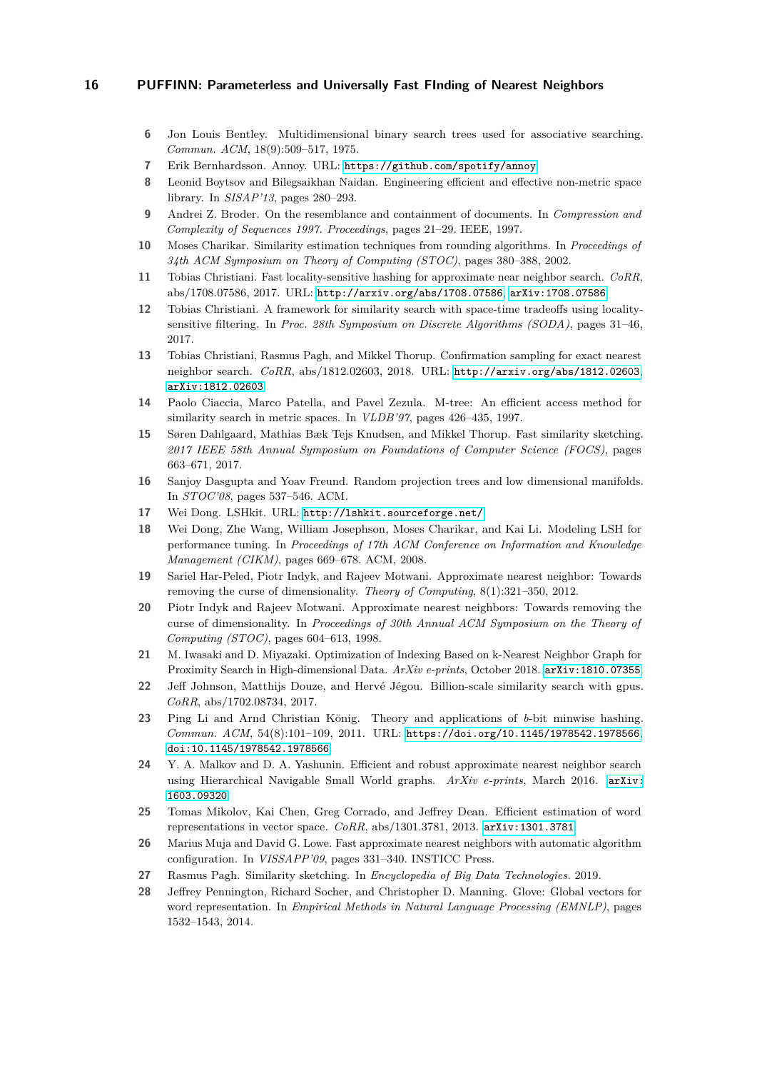6 Jon Louis Bentley. Multidimensional binary search trees used for associative searching. *Commun. ACM*, 18(9):509–517, 1975.

7 Erik Bernhardsson. Annoy. URL: https://github.com/spotify/annoy.

8 Leonid Boytsov and Bilegsaikhan Naidan. Engineering efficient and effective non-metric space library. In *SISAP'13*, pages 280–293.

9 Andrei Z. Broder. On the resemblance and containment of documents. In *Compression and Complexity of Sequences 1997. Proceedings*, pages 21–29. IEEE, 1997.

10 Moses Charikar. Similarity estimation techniques from rounding algorithms. In *Proceedings of 34th ACM Symposium on Theory of Computing (STOC)*, pages 380–388, 2002.

11 Tobias Christiani. Fast locality-sensitive hashing for approximate near neighbor search. *CoRR*, abs/1708.07586, 2017. URL: http://arxiv.org/abs/1708.07586, arXiv:1708.07586.

12 Tobias Christiani. A framework for similarity search with space-time tradeoffs using locality-sensitive filtering. In *Proc. 28th Symposium on Discrete Algorithms (SODA)*, pages 31–46, 2017.

13 Tobias Christiani, Rasmus Pagh, and Mikkel Thorup. Confirmation sampling for exact nearest neighbor search. *CoRR*, abs/1812.02603, 2018. URL: http://arxiv.org/abs/1812.02603, arXiv:1812.02603.

14 Paolo Ciaccia, Marco Patella, and Pavel Zezula. M-tree: An efficient access method for similarity search in metric spaces. In *VLDB'97*, pages 426–435, 1997.

15 Søren Dahlgaard, Mathias Bæk Tejs Knudsen, and Mikkel Thorup. Fast similarity sketching. *2017 IEEE 58th Annual Symposium on Foundations of Computer Science (FOCS)*, pages 663–671, 2017.

16 Sanjoy Dasgupta and Yoav Freund. Random projection trees and low dimensional manifolds. In *STOC'08*, pages 537–546. ACM.

17 Wei Dong. LSHkit. URL: http://lshkit.sourceforge.net/.

18 Wei Dong, Zhe Wang, William Josephson, Moses Charikar, and Kai Li. Modeling LSH for performance tuning. In *Proceedings of 17th ACM Conference on Information and Knowledge Management (CIKM)*, pages 669–678. ACM, 2008.

19 Sariel Har-Peled, Piotr Indyk, and Rajeev Motwani. Approximate nearest neighbor: Towards removing the curse of dimensionality. *Theory of Computing*, 8(1):321–350, 2012.

20 Piotr Indyk and Rajeev Motwani. Approximate nearest neighbors: Towards removing the curse of dimensionality. In *Proceedings of 30th Annual ACM Symposium on the Theory of Computing (STOC)*, pages 604–613, 1998.

21 M. Iwasaki and D. Miyazaki. Optimization of Indexing Based on k-Nearest Neighbor Graph for Proximity Search in High-dimensional Data. *ArXiv e-prints*, October 2018. arXiv:1810.07355.

22 Jeff Johnson, Matthijs Douze, and Hervé Jégou. Billion-scale similarity search with gpus. *CoRR*, abs/1702.08734, 2017.

23 Ping Li and Arnd Christian König. Theory and applications of *b*-bit minwise hashing. *Commun. ACM*, 54(8):101–109, 2011. URL: https://doi.org/10.1145/1978542.1978566, doi:10.1145/1978542.1978566.

24 Y. A. Malkov and D. A. Yashunin. Efficient and robust approximate nearest neighbor search using Hierarchical Navigable Small World graphs. *ArXiv e-prints*, March 2016. arXiv:1603.09320.

25 Tomas Mikolov, Kai Chen, Greg Corrado, and Jeffrey Dean. Efficient estimation of word representations in vector space. *CoRR*, abs/1301.3781, 2013. arXiv:1301.3781.

26 Marius Muja and David G. Lowe. Fast approximate nearest neighbors with automatic algorithm configuration. In *VISSAPP'09*, pages 331–340. INSTICC Press.

27 Rasmus Pagh. Similarity sketching. In *Encyclopedia of Big Data Technologies*. 2019.

28 Jeffrey Pennington, Richard Socher, and Christopher D. Manning. Glove: Global vectors for word representation. In *Empirical Methods in Natural Language Processing (EMNLP)*, pages 1532–1543, 2014.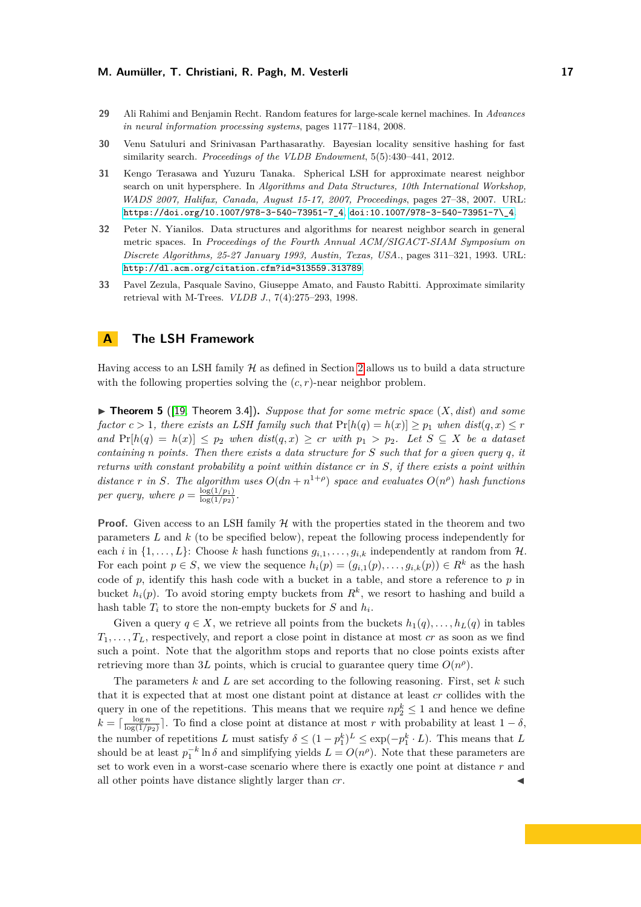29 Ali Rahimi and Benjamin Recht. Random features for large-scale kernel machines. In *Advances in neural information processing systems*, pages 1177–1184, 2008.

30 Venu Satuluri and Srinivasan Parthasarathy. Bayesian locality sensitive hashing for fast similarity search. *Proceedings of the VLDB Endowment*, 5(5):430–441, 2012.

31 Kengo Terasawa and Yuzuru Tanaka. Spherical LSH for approximate nearest neighbor search on unit hypersphere. In *Algorithms and Data Structures, 10th International Workshop, WADS 2007, Halifax, Canada, August 15-17, 2007, Proceedings*, pages 27–38, 2007. URL: https://doi.org/10.1007/978-3-540-73951-7_4, doi:10.1007/978-3-540-73951-7\_4.

32 Peter N. Yianilos. Data structures and algorithms for nearest neighbor search in general metric spaces. In *Proceedings of the Fourth Annual ACM/SIGACT-SIAM Symposium on Discrete Algorithms, 25-27 January 1993, Austin, Texas, USA.*, pages 311–321, 1993. URL: http://dl.acm.org/citation.cfm?id=313559.313789.

33 Pavel Zezula, Pasquale Savino, Giuseppe Amato, and Fausto Rabitti. Approximate similarity retrieval with M-Trees. *VLDB J.*, 7(4):275–293, 1998.

# A The LSH Framework

Having access to an LSH family $\mathcal{H}$ as defined in Section 2 allows us to build a data structure with the following properties solving the $(c, r)$-near neighbor problem.

▶ **Theorem 5** ([19, Theorem 3.4]). *Suppose that for some metric space $(X, dist)$ and some factor $c > 1$, there exists an LSH family such that $\Pr[h(q) = h(x)] \geq p_1$ when $dist(q, x) \leq r$ and $\Pr[h(q) = h(x)] \leq p_2$ when $dist(q, x) \geq cr$ with $p_1 > p_2$. Let $S \subseteq X$ be a dataset containing $n$ points. Then there exists a data structure for $S$ such that for a given query $q$, it returns with constant probability a point within distance $cr$ in $S$, if there exists a point within distance $r$ in $S$. The algorithm uses $O(dn + n^{1+\rho})$ space and evaluates $O(n^\rho)$ hash functions per query, where $\rho = \frac{\log(1/p_1)}{\log(1/p_2)}$.*

**Proof.** Given access to an LSH family $\mathcal{H}$ with the properties stated in the theorem and two parameters $L$ and $k$ (to be specified below), repeat the following process independently for each $i$ in $\{1, \ldots, L\}$: Choose $k$ hash functions $g_{i,1}, \ldots, g_{i,k}$ independently at random from $\mathcal{H}$. For each point $p \in S$, we view the sequence $h_i(p) = (g_{i,1}(p), \ldots, g_{i,k}(p)) \in R^k$ as the hash code of $p$, identify this hash code with a bucket in a table, and store a reference to $p$ in bucket $h_i(p)$. To avoid storing empty buckets from $R^k$, we resort to hashing and build a hash table $T_i$ to store the non-empty buckets for $S$ and $h_i$.

Given a query $q \in X$, we retrieve all points from the buckets $h_1(q), \ldots, h_L(q)$ in tables $T_1, \ldots, T_L$, respectively, and report a close point in distance at most $cr$ as soon as we find such a point. Note that the algorithm stops and reports that no close points exists after retrieving more than $3L$ points, which is crucial to guarantee query time $O(n^\rho)$.

The parameters $k$ and $L$ are set according to the following reasoning. First, set $k$ such that it is expected that at most one distant point at distance at least $cr$ collides with the query in one of the repetitions. This means that we require $np_2^k \leq 1$ and hence we define $k = \lceil \frac{\log n}{\log(1/p_2)} \rceil$. To find a close point at distance at most $r$ with probability at least $1 - \delta$, the number of repetitions $L$ must satisfy $\delta \leq (1 - p_1^k)^L \leq \exp(-p_1^k \cdot L)$. This means that $L$ should be at least $p_1^{-k} \ln \delta$ and simplifying yields $L = O(n^\rho)$. Note that these parameters are set to work even in a worst-case scenario where there is exactly one point at distance $r$ and all other points have distance slightly larger than $cr$. ◀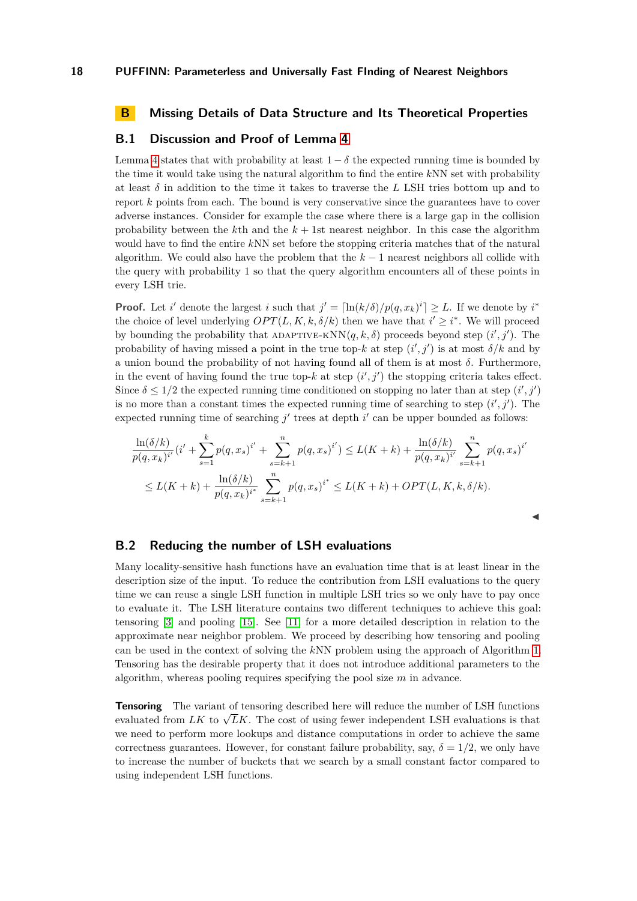# B Missing Details of Data Structure and Its Theoretical Properties

## B.1 Discussion and Proof of Lemma 4

Lemma 4 states that with probability at least $1-\delta$ the expected running time is bounded by the time it would take using the natural algorithm to find the entire $k$NN set with probability at least $\delta$ in addition to the time it takes to traverse the $L$ LSH tries bottom up and to report $k$ points from each. The bound is very conservative since the guarantees have to cover adverse instances. Consider for example the case where there is a large gap in the collision probability between the $k$th and the $k+1$st nearest neighbor. In this case the algorithm would have to find the entire $k$NN set before the stopping criteria matches that of the natural algorithm. We could also have the problem that the $k-1$ nearest neighbors all collide with the query with probability 1 so that the query algorithm encounters all of these points in every LSH trie.

**Proof.** Let $i'$ denote the largest $i$ such that $j' = \lceil \ln(k/\delta)/p(q, x_k)^i \rceil \geq L$. If we denote by $i^*$ the choice of level underlying $OPT(L, K, k, \delta/k)$ then we have that $i' \geq i^*$. We will proceed by bounding the probability that ADAPTIVE-KNN$(q, k, \delta)$ proceeds beyond step $(i', j')$. The probability of having missed a point in the true top-$k$ at step $(i', j')$ is at most $\delta/k$ and by a union bound the probability of not having found all of them is at most $\delta$. Furthermore, in the event of having found the true top-$k$ at step $(i', j')$ the stopping criteria takes effect. Since $\delta \leq 1/2$ the expected running time conditioned on stopping no later than at step $(i', j')$ is no more than a constant times the expected running time of searching to step $(i', j')$. The expected running time of searching $j'$ trees at depth $i'$ can be upper bounded as follows:

$$
\begin{aligned}
&\frac{\ln(\delta/k)}{p(q, x_k)^{i'}}(i' + \sum_{s=1}^{k} p(q, x_s)^{i'} + \sum_{s=k+1}^{n} p(q, x_s)^{i'}) \leq L(K+k) + \frac{\ln(\delta/k)}{p(q, x_k)^{i'}} \sum_{s=k+1}^{n} p(q, x_s)^{i'} \\
&\leq L(K+k) + \frac{\ln(\delta/k)}{p(q, x_k)^{i^*}} \sum_{s=k+1}^{n} p(q, x_s)^{i^*} \leq L(K+k) + OPT(L, K, k, \delta/k).
\end{aligned}
$$

◀

## B.2 Reducing the number of LSH evaluations

Many locality-sensitive hash functions have an evaluation time that is at least linear in the description size of the input. To reduce the contribution from LSH evaluations to the query time we can reuse a single LSH function in multiple LSH tries so we only have to pay once to evaluate it. The LSH literature contains two different techniques to achieve this goal: tensoring [3] and pooling [15]. See [11] for a more detailed description in relation to the approximate near neighbor problem. We proceed by describing how tensoring and pooling can be used in the context of solving the $k$NN problem using the approach of Algorithm 1. Tensoring has the desirable property that it does not introduce additional parameters to the algorithm, whereas pooling requires specifying the pool size $m$ in advance.

**Tensoring** The variant of tensoring described here will reduce the number of LSH functions evaluated from $LK$ to $\sqrt{L}K$. The cost of using fewer independent LSH evaluations is that we need to perform more lookups and distance computations in order to achieve the same correctness guarantees. However, for constant failure probability, say, $\delta = 1/2$, we only have to increase the number of buckets that we search by a small constant factor compared to using independent LSH functions.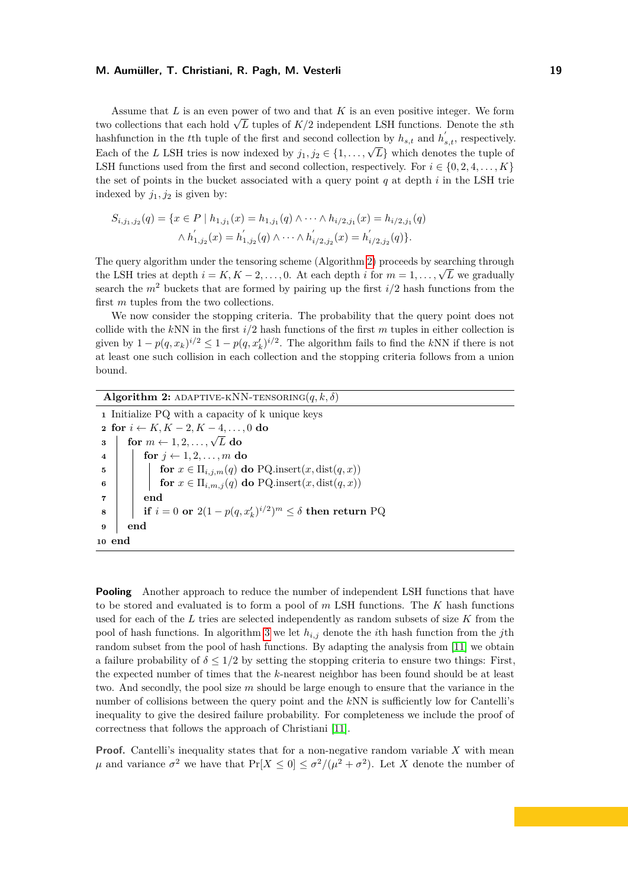Assume that $L$ is an even power of two and that $K$ is an even positive integer. We form two collections that each hold $\sqrt{L}$ tuples of $K/2$ independent LSH functions. Denote the $s$th hashfunction in the $t$th tuple of the first and second collection by $h_{s,t}$ and $h^{'}_{s,t}$, respectively. Each of the $L$ LSH tries is now indexed by $j_1, j_2 \in \{1, \ldots, \sqrt{L}\}$ which denotes the tuple of LSH functions used from the first and second collection, respectively. For $i \in \{0, 2, 4, \ldots, K\}$ the set of points in the bucket associated with a query point $q$ at depth $i$ in the LSH trie indexed by $j_1, j_2$ is given by:

$$S_{i,j_1,j_2}(q) = \{x \in P \mid h_{1,j_1}(x) = h_{1,j_1}(q) \wedge \cdots \wedge h_{i/2,j_1}(x) = h_{i/2,j_1}(q) \\ \wedge h^{'}_{1,j_2}(x) = h^{'}_{1,j_2}(q) \wedge \cdots \wedge h^{'}_{i/2,j_2}(x) = h^{'}_{i/2,j_2}(q)\}.$$

The query algorithm under the tensoring scheme (Algorithm 2) proceeds by searching through the LSH tries at depth $i = K, K-2, \ldots, 0$. At each depth $i$ for $m = 1, \ldots, \sqrt{L}$ we gradually search the $m^2$ buckets that are formed by pairing up the first $i/2$ hash functions from the first $m$ tuples from the two collections.

We now consider the stopping criteria. The probability that the query point does not collide with the $k$NN in the first $i/2$ hash functions of the first $m$ tuples in either collection is given by $1 - p(q, x_k)^{i/2} \leq 1 - p(q, x'_k)^{i/2}$. The algorithm fails to find the $k$NN if there is not at least one such collision in each collection and the stopping criteria follows from a union bound.

**Algorithm 2:** ADAPTIVE-KNN-TENSORING$(q, k, \delta)$

```
1  Initialize PQ with a capacity of k unique keys
2  for i ← K, K−2, K−4, ..., 0 do
3      for m ← 1, 2, ..., √L do
4          for j ← 1, 2, ..., m do
5              for x ∈ Π_{i,j,m}(q) do PQ.insert(x, dist(q, x))
6              for x ∈ Π_{i,m,j}(q) do PQ.insert(x, dist(q, x))
7          end
8          if i = 0 or 2(1 − p(q, x'_k)^{i/2})^m ≤ δ then return PQ
9      end
10 end
```

**Pooling** Another approach to reduce the number of independent LSH functions that have to be stored and evaluated is to form a pool of $m$ LSH functions. The $K$ hash functions used for each of the $L$ tries are selected independently as random subsets of size $K$ from the pool of hash functions. In algorithm 3 we let $h_{i,j}$ denote the $i$th hash function from the $j$th random subset from the pool of hash functions. By adapting the analysis from [11] we obtain a failure probability of $\delta \leq 1/2$ by setting the stopping criteria to ensure two things: First, the expected number of times that the $k$-nearest neighbor has been found should be at least two. And secondly, the pool size $m$ should be large enough to ensure that the variance in the number of collisions between the query point and the $k$NN is sufficiently low for Cantelli's inequality to give the desired failure probability. For completeness we include the proof of correctness that follows the approach of Christiani [11].

**Proof.** Cantelli's inequality states that for a non-negative random variable $X$ with mean $\mu$ and variance $\sigma^2$ we have that $\Pr[X \leq 0] \leq \sigma^2/(\mu^2 + \sigma^2)$. Let $X$ denote the number of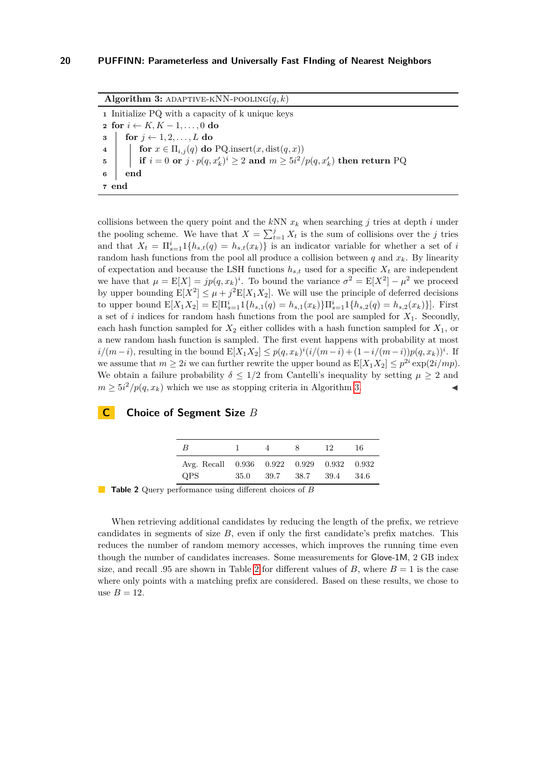**Algorithm 3:** ADAPTIVE-KNN-POOLING$(q, k)$

```
1 Initialize PQ with a capacity of k unique keys
2 for i ← K, K − 1, . . . , 0 do
3     for j ← 1, 2, . . . , L do
4         for x ∈ Π_{i,j}(q) do PQ.insert(x, dist(q, x))
5         if i = 0 or j · p(q, x'_k)^i ≥ 2 and m ≥ 5i^2/p(q, x'_k) then return PQ
6     end
7 end
```

collisions between the query point and the $k$NN $x_k$ when searching $j$ tries at depth $i$ under the pooling scheme. We have that $X = \sum_{t=1}^{j} X_t$ is the sum of collisions over the $j$ tries and that $X_t = \Pi_{s=1}^{i} 1\{h_{s,t}(q) = h_{s,t}(x_k)\}$ is an indicator variable for whether a set of $i$ random hash functions from the pool all produce a collision between $q$ and $x_k$. By linearity of expectation and because the LSH functions $h_{s,t}$ used for a specific $X_t$ are independent we have that $\mu = \mathrm{E}[X] = jp(q, x_k)^i$. To bound the variance $\sigma^2 = \mathrm{E}[X^2] - \mu^2$ we proceed by upper bounding $\mathrm{E}[X^2] \leq \mu + j^2\mathrm{E}[X_1 X_2]$. We will use the principle of deferred decisions to upper bound $\mathrm{E}[X_1 X_2] = \mathrm{E}[\Pi_{s=1}^{i} 1\{h_{s,1}(q) = h_{s,1}(x_k)\}\Pi_{s=1}^{i} 1\{h_{s,2}(q) = h_{s,2}(x_k)\}]$. First a set of $i$ indices for random hash functions from the pool are sampled for $X_1$. Secondly, each hash function sampled for $X_2$ either collides with a hash function sampled for $X_1$, or a new random hash function is sampled. The first event happens with probability at most $i/(m-i)$, resulting in the bound $\mathrm{E}[X_1 X_2] \leq p(q, x_k)^i (i/(m-i) + (1 - i/(m-i))p(q, x_k))^i$. If we assume that $m \geq 2i$ we can further rewrite the upper bound as $\mathrm{E}[X_1 X_2] \leq p^{2i} \exp(2i/mp)$. We obtain a failure probability $\delta \leq 1/2$ from Cantelli's inequality by setting $\mu \geq 2$ and $m \geq 5i^2/p(q, x_k)$ which we use as stopping criteria in Algorithm 3. ◀

## C Choice of Segment Size $B$

| $B$ | 1 | 4 | 8 | 12 | 16 |
|---|---|---|---|---|---|
| Avg. Recall | 0.936 | 0.922 | 0.929 | 0.932 | 0.932 |
| QPS | 35.0 | 39.7 | 38.7 | 39.4 | 34.6 |

**Table 2** Query performance using different choices of $B$

When retrieving additional candidates by reducing the length of the prefix, we retrieve candidates in segments of size $B$, even if only the first candidate's prefix matches. This reduces the number of random memory accesses, which improves the running time even though the number of candidates increases. Some measurements for Glove-1M, 2 GB index size, and recall .95 are shown in Table 2 for different values of $B$, where $B = 1$ is the case where only points with a matching prefix are considered. Based on these results, we chose to use $B = 12$.